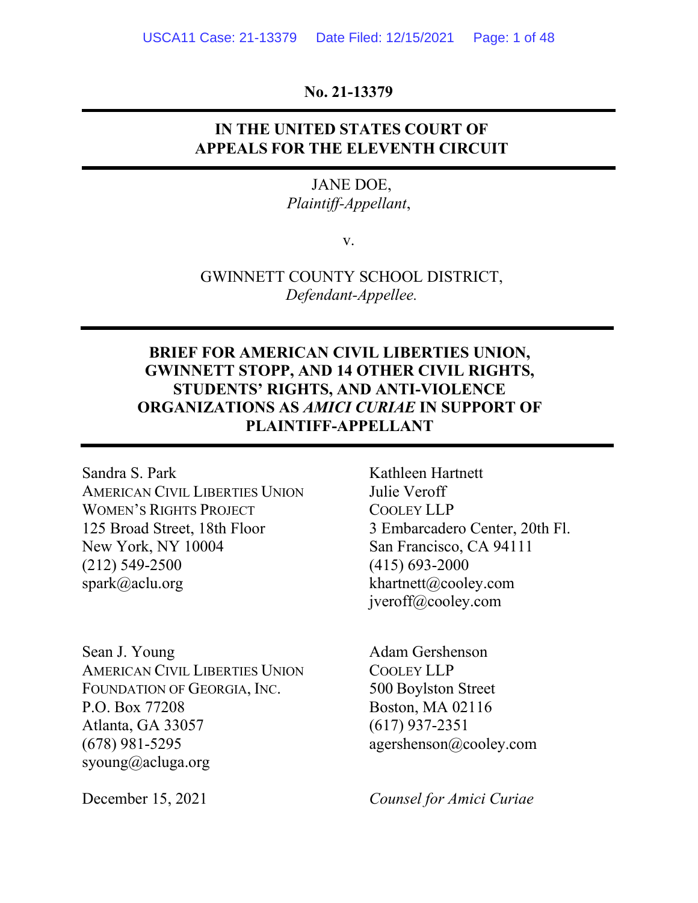**No. 21-13379**

---

**IN THE UNITED STATES COURT OF APPEALS FOR THE ELEVENTH CIRCUIT**

---

JANE DOE,
*Plaintiff-Appellant*,

v.

GWINNETT COUNTY SCHOOL DISTRICT,
*Defendant-Appellee.*

---

**BRIEF FOR AMERICAN CIVIL LIBERTIES UNION, GWINNETT STOPP, AND 14 OTHER CIVIL RIGHTS, STUDENTS' RIGHTS, AND ANTI-VIOLENCE ORGANIZATIONS AS *AMICI CURIAE* IN SUPPORT OF PLAINTIFF-APPELLANT**

---

Sandra S. Park
AMERICAN CIVIL LIBERTIES UNION
WOMEN'S RIGHTS PROJECT
125 Broad Street, 18th Floor
New York, NY 10004
(212) 549-2500
spark@aclu.org

Sean J. Young
AMERICAN CIVIL LIBERTIES UNION
FOUNDATION OF GEORGIA, INC.
P.O. Box 77208
Atlanta, GA 33057
(678) 981-5295
syoung@acluga.org

Kathleen Hartnett
Julie Veroff
COOLEY LLP
3 Embarcadero Center, 20th Fl.
San Francisco, CA 94111
(415) 693-2000
khartnett@cooley.com
jveroff@cooley.com

Adam Gershenson
COOLEY LLP
500 Boylston Street
Boston, MA 02116
(617) 937-2351
agershenson@cooley.com

December 15, 2021

*Counsel for Amici Curiae*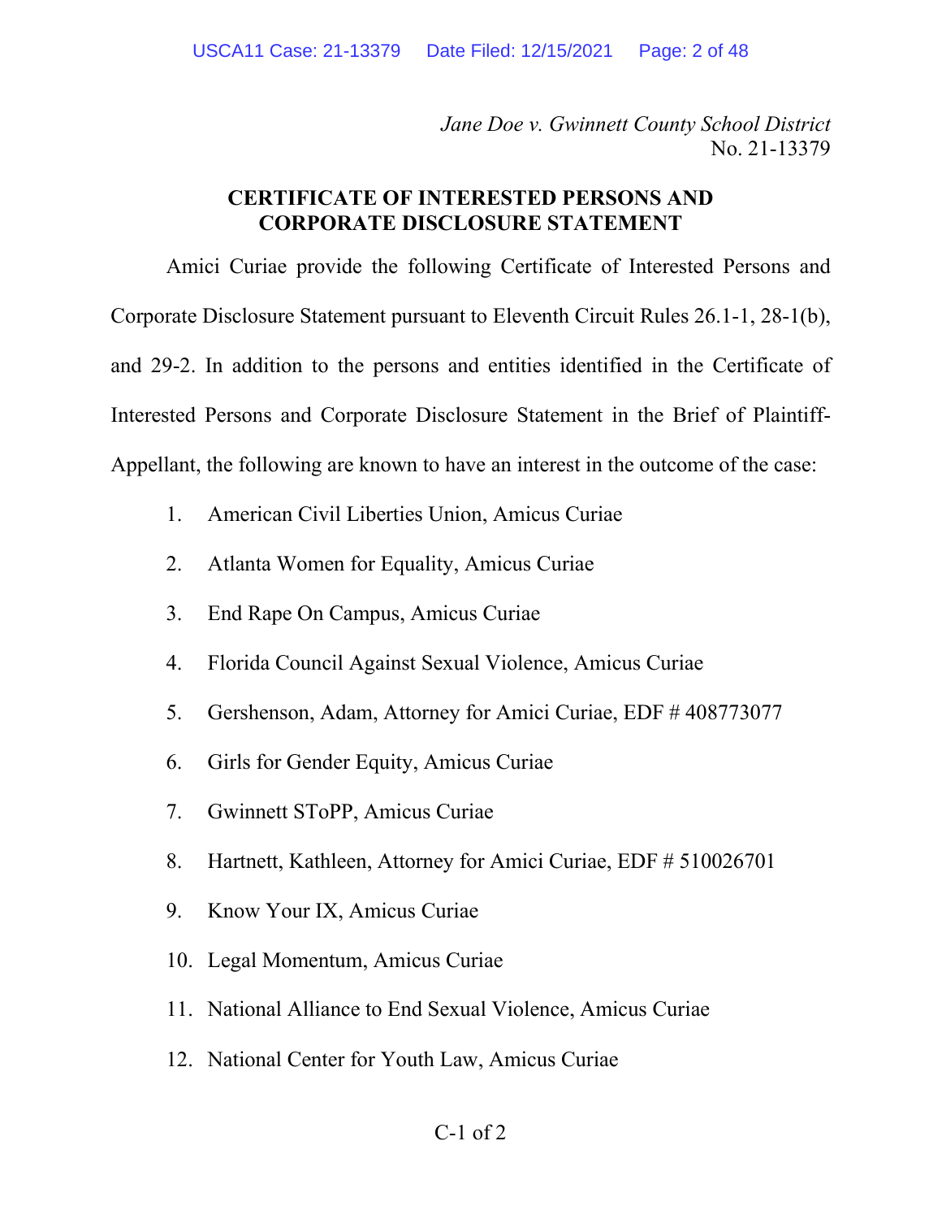*Jane Doe v. Gwinnett County School District*
No. 21-13379

**CERTIFICATE OF INTERESTED PERSONS AND CORPORATE DISCLOSURE STATEMENT**

Amici Curiae provide the following Certificate of Interested Persons and Corporate Disclosure Statement pursuant to Eleventh Circuit Rules 26.1-1, 28-1(b), and 29-2. In addition to the persons and entities identified in the Certificate of Interested Persons and Corporate Disclosure Statement in the Brief of Plaintiff-Appellant, the following are known to have an interest in the outcome of the case:

1. American Civil Liberties Union, Amicus Curiae
2. Atlanta Women for Equality, Amicus Curiae
3. End Rape On Campus, Amicus Curiae
4. Florida Council Against Sexual Violence, Amicus Curiae
5. Gershenson, Adam, Attorney for Amici Curiae, EDF # 408773077
6. Girls for Gender Equity, Amicus Curiae
7. Gwinnett SToPP, Amicus Curiae
8. Hartnett, Kathleen, Attorney for Amici Curiae, EDF # 510026701
9. Know Your IX, Amicus Curiae
10. Legal Momentum, Amicus Curiae
11. National Alliance to End Sexual Violence, Amicus Curiae
12. National Center for Youth Law, Amicus Curiae

C-1 of 2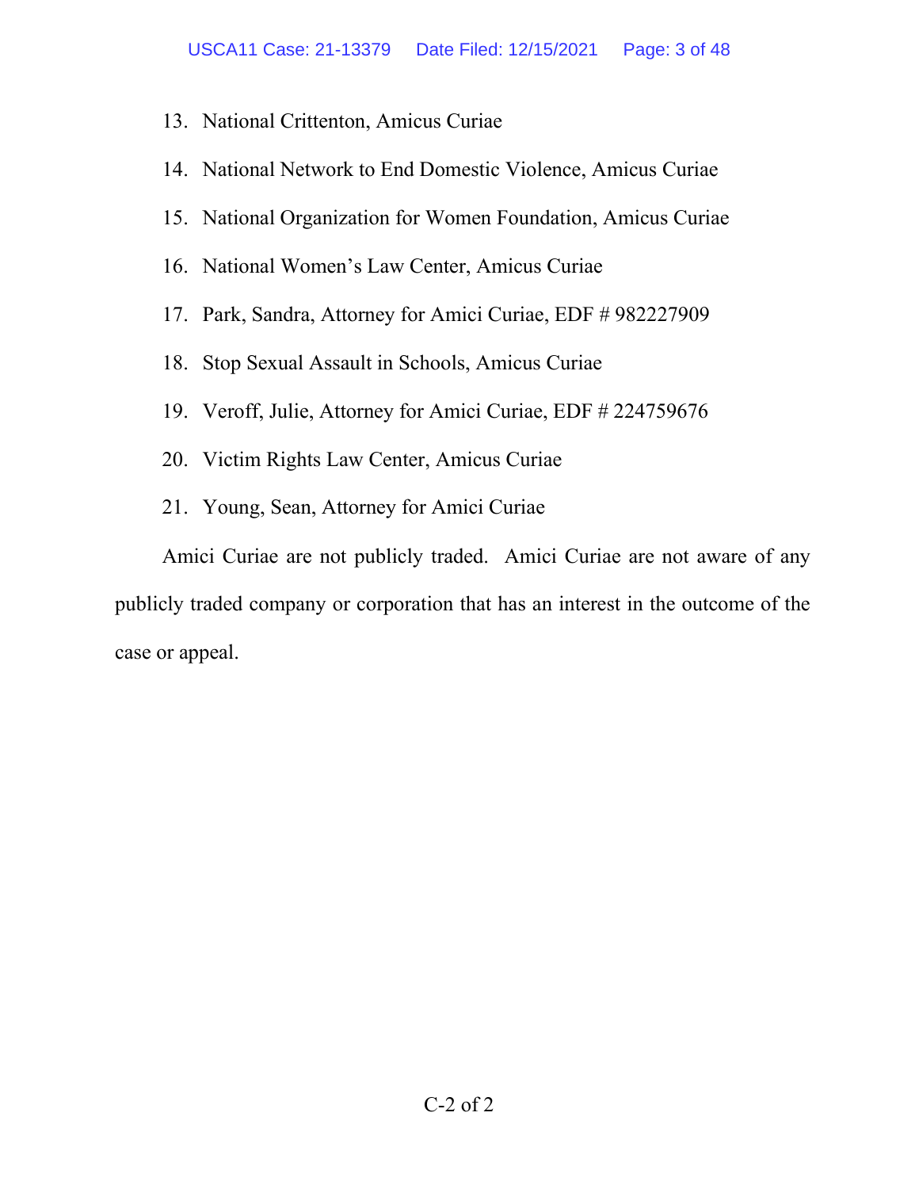13. National Crittenton, Amicus Curiae
14. National Network to End Domestic Violence, Amicus Curiae
15. National Organization for Women Foundation, Amicus Curiae
16. National Women's Law Center, Amicus Curiae
17. Park, Sandra, Attorney for Amici Curiae, EDF # 982227909
18. Stop Sexual Assault in Schools, Amicus Curiae
19. Veroff, Julie, Attorney for Amici Curiae, EDF # 224759676
20. Victim Rights Law Center, Amicus Curiae
21. Young, Sean, Attorney for Amici Curiae

Amici Curiae are not publicly traded. Amici Curiae are not aware of any publicly traded company or corporation that has an interest in the outcome of the case or appeal.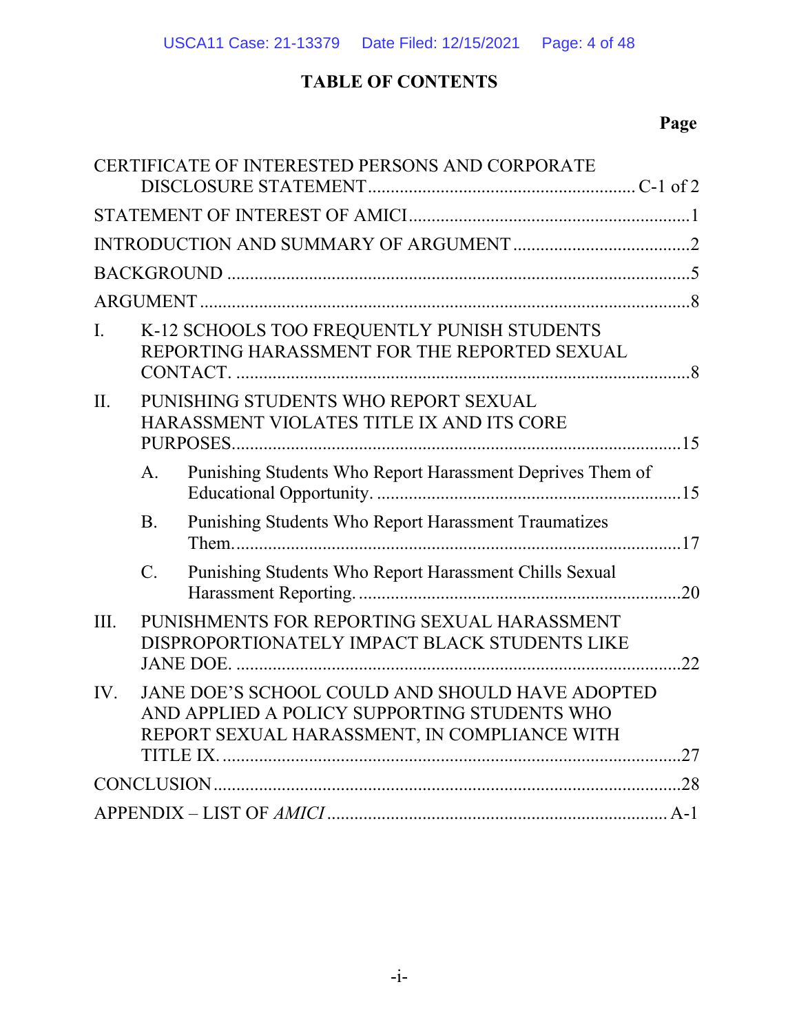# TABLE OF CONTENTS

**Page**

CERTIFICATE OF INTERESTED PERSONS AND CORPORATE DISCLOSURE STATEMENT .......... C-1 of 2

STATEMENT OF INTEREST OF AMICI .......... 1

INTRODUCTION AND SUMMARY OF ARGUMENT .......... 2

BACKGROUND .......... 5

ARGUMENT .......... 8

I. K-12 SCHOOLS TOO FREQUENTLY PUNISH STUDENTS REPORTING HARASSMENT FOR THE REPORTED SEXUAL CONTACT. .......... 8

II. PUNISHING STUDENTS WHO REPORT SEXUAL HARASSMENT VIOLATES TITLE IX AND ITS CORE PURPOSES .......... 15

- A. Punishing Students Who Report Harassment Deprives Them of Educational Opportunity. .......... 15
- B. Punishing Students Who Report Harassment Traumatizes Them. .......... 17
- C. Punishing Students Who Report Harassment Chills Sexual Harassment Reporting. .......... 20

III. PUNISHMENTS FOR REPORTING SEXUAL HARASSMENT DISPROPORTIONATELY IMPACT BLACK STUDENTS LIKE JANE DOE. .......... 22

IV. JANE DOE'S SCHOOL COULD AND SHOULD HAVE ADOPTED AND APPLIED A POLICY SUPPORTING STUDENTS WHO REPORT SEXUAL HARASSMENT, IN COMPLIANCE WITH TITLE IX. .......... 27

CONCLUSION .......... 28

APPENDIX – LIST OF *AMICI* .......... A-1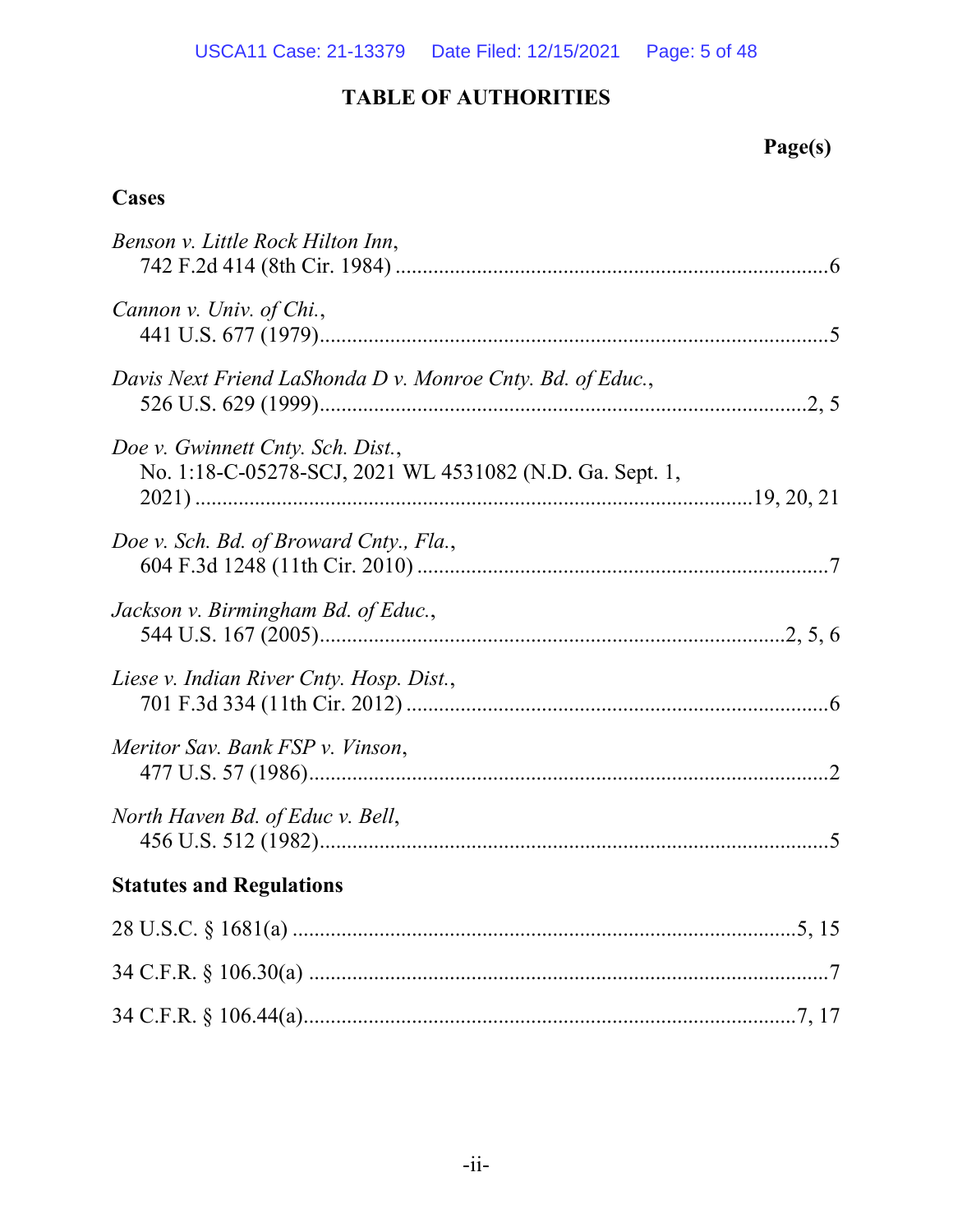# TABLE OF AUTHORITIES

**Page(s)**

## Cases

*Benson v. Little Rock Hilton Inn*,
742 F.2d 414 (8th Cir. 1984) ....................................................................................6

*Cannon v. Univ. of Chi.*,
441 U.S. 677 (1979)...................................................................................................5

*Davis Next Friend LaShonda D v. Monroe Cnty. Bd. of Educ.*,
526 U.S. 629 (1999).............................................................................................2, 5

*Doe v. Gwinnett Cnty. Sch. Dist.*,
No. 1:18-C-05278-SCJ, 2021 WL 4531082 (N.D. Ga. Sept. 1, 2021) ...........................................................................................19, 20, 21

*Doe v. Sch. Bd. of Broward Cnty., Fla.*,
604 F.3d 1248 (11th Cir. 2010) ..............................................................................7

*Jackson v. Birmingham Bd. of Educ.*,
544 U.S. 167 (2005).........................................................................................2, 5, 6

*Liese v. Indian River Cnty. Hosp. Dist.*,
701 F.3d 334 (11th Cir. 2012) ................................................................................6

*Meritor Sav. Bank FSP v. Vinson*,
477 U.S. 57 (1986)....................................................................................................2

*North Haven Bd. of Educ v. Bell*,
456 U.S. 512 (1982)..................................................................................................5

## Statutes and Regulations

28 U.S.C. § 1681(a) ..............................................................................................5, 15

34 C.F.R. § 106.30(a) .................................................................................................7

34 C.F.R. § 106.44(a)............................................................................................7, 17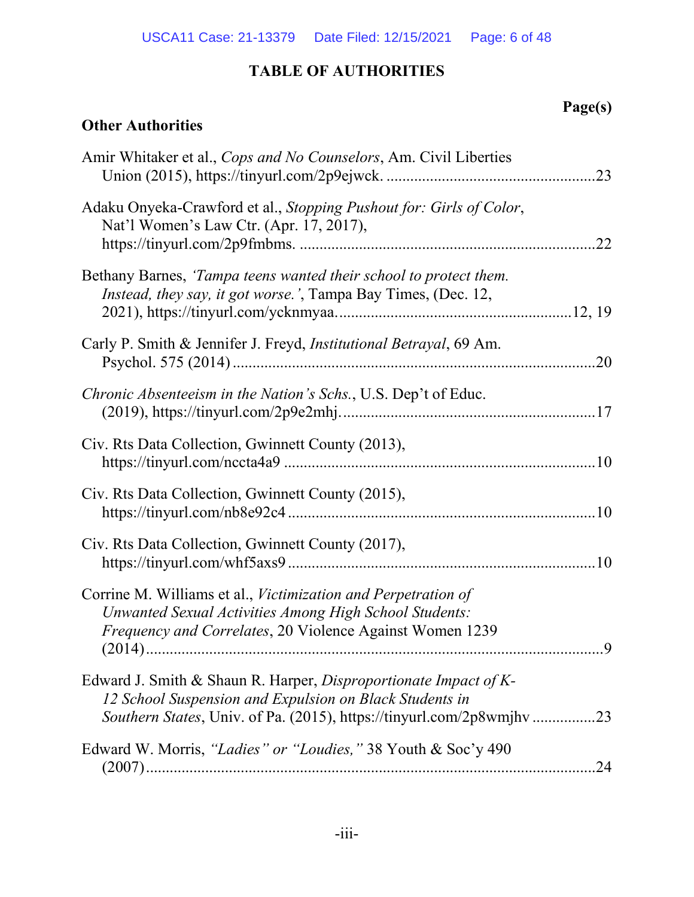# TABLE OF AUTHORITIES

**Page(s)**

## Other Authorities

Amir Whitaker et al., *Cops and No Counselors*, Am. Civil Liberties Union (2015), https://tinyurl.com/2p9ejwck. ....................................................23

Adaku Onyeka-Crawford et al., *Stopping Pushout for: Girls of Color*, Nat'l Women's Law Ctr. (Apr. 17, 2017), https://tinyurl.com/2p9fmbms. ..........................................................................22

Bethany Barnes, *'Tampa teens wanted their school to protect them. Instead, they say, it got worse.'*, Tampa Bay Times, (Dec. 12, 2021), https://tinyurl.com/ycknmyaa. ..........................................................12, 19

Carly P. Smith & Jennifer J. Freyd, *Institutional Betrayal*, 69 Am. Psychol. 575 (2014) ..........................................................................................20

*Chronic Absenteeism in the Nation's Schs.*, U.S. Dep't of Educ. (2019), https://tinyurl.com/2p9e2mhj. ................................................................17

Civ. Rts Data Collection, Gwinnett County (2013), https://tinyurl.com/nccta4a9 ..............................................................................10

Civ. Rts Data Collection, Gwinnett County (2015), https://tinyurl.com/nb8e92c4 .............................................................................10

Civ. Rts Data Collection, Gwinnett County (2017), https://tinyurl.com/whf5axs9 .............................................................................10

Corrine M. Williams et al., *Victimization and Perpetration of Unwanted Sexual Activities Among High School Students: Frequency and Correlates*, 20 Violence Against Women 1239 (2014) ....................................................................................................9

Edward J. Smith & Shaun R. Harper, *Disproportionate Impact of K-12 School Suspension and Expulsion on Black Students in Southern States*, Univ. of Pa. (2015), https://tinyurl.com/2p8wmjhv ................23

Edward W. Morris, *"Ladies" or "Loudies,"* 38 Youth & Soc'y 490 (2007) ..................................................................................................24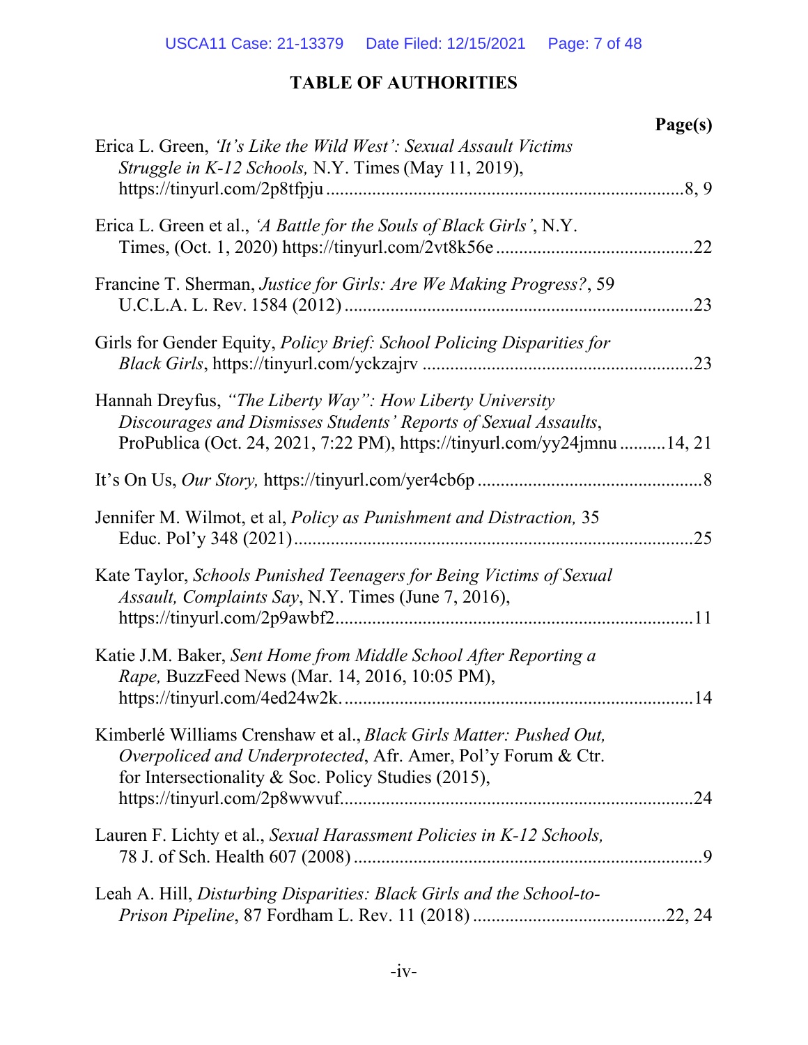# TABLE OF AUTHORITIES

**Page(s)**

Erica L. Green, *'It's Like the Wild West': Sexual Assault Victims Struggle in K-12 Schools,* N.Y. Times (May 11, 2019), https://tinyurl.com/2p8tfpju ....................8, 9

Erica L. Green et al., *'A Battle for the Souls of Black Girls'*, N.Y. Times, (Oct. 1, 2020) https://tinyurl.com/2vt8k56e ....................22

Francine T. Sherman, *Justice for Girls: Are We Making Progress?*, 59 U.C.L.A. L. Rev. 1584 (2012) ....................23

Girls for Gender Equity, *Policy Brief: School Policing Disparities for Black Girls*, https://tinyurl.com/yckzajrv ....................23

Hannah Dreyfus, *"The Liberty Way": How Liberty University Discourages and Dismisses Students' Reports of Sexual Assaults*, ProPublica (Oct. 24, 2021, 7:22 PM), https://tinyurl.com/yy24jmnu ....................14, 21

It's On Us, *Our Story,* https://tinyurl.com/yer4cb6p ....................8

Jennifer M. Wilmot, et al, *Policy as Punishment and Distraction,* 35 Educ. Pol'y 348 (2021) ....................25

Kate Taylor, *Schools Punished Teenagers for Being Victims of Sexual Assault, Complaints Say*, N.Y. Times (June 7, 2016), https://tinyurl.com/2p9awbf2 ....................11

Katie J.M. Baker, *Sent Home from Middle School After Reporting a Rape,* BuzzFeed News (Mar. 14, 2016, 10:05 PM), https://tinyurl.com/4ed24w2k. ....................14

Kimberlé Williams Crenshaw et al., *Black Girls Matter: Pushed Out, Overpoliced and Underprotected*, Afr. Amer, Pol'y Forum & Ctr. for Intersectionality & Soc. Policy Studies (2015), https://tinyurl.com/2p8wwvuf ....................24

Lauren F. Lichty et al., *Sexual Harassment Policies in K-12 Schools,* 78 J. of Sch. Health 607 (2008) ....................9

Leah A. Hill, *Disturbing Disparities: Black Girls and the School-to-Prison Pipeline*, 87 Fordham L. Rev. 11 (2018) ....................22, 24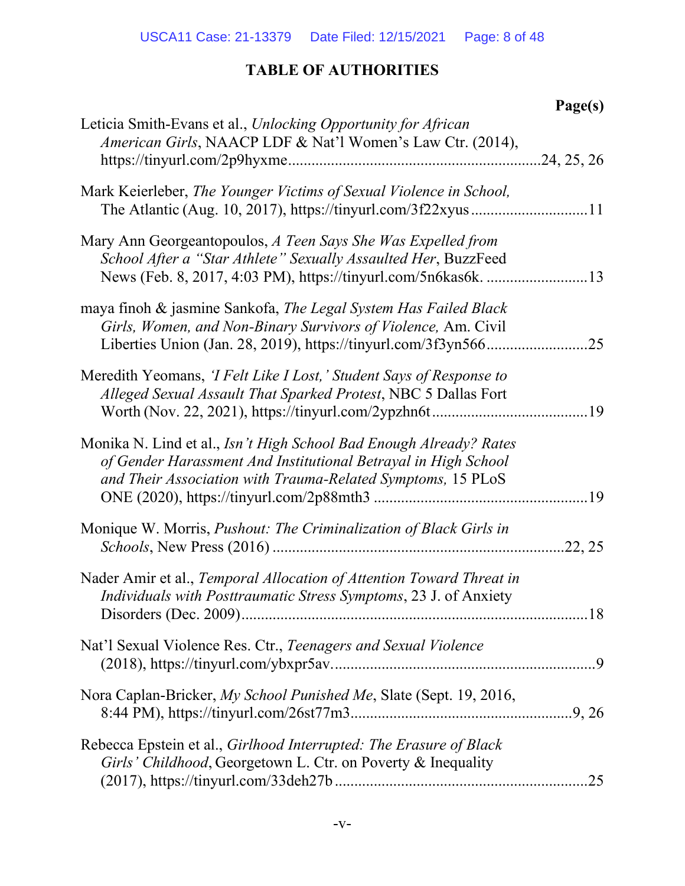## TABLE OF AUTHORITIES

**Page(s)**

Leticia Smith-Evans et al., *Unlocking Opportunity for African American Girls*, NAACP LDF & Nat'l Women's Law Ctr. (2014), https://tinyurl.com/2p9hyxme ....................................................24, 25, 26

Mark Keierleber, *The Younger Victims of Sexual Violence in School,* The Atlantic (Aug. 10, 2017), https://tinyurl.com/3f22xyus ..............................11

Mary Ann Georgeantopoulos, *A Teen Says She Was Expelled from School After a "Star Athlete" Sexually Assaulted Her*, BuzzFeed News (Feb. 8, 2017, 4:03 PM), https://tinyurl.com/5n6kas6k. ..........................13

maya finoh & jasmine Sankofa, *The Legal System Has Failed Black Girls, Women, and Non-Binary Survivors of Violence,* Am. Civil Liberties Union (Jan. 28, 2019), https://tinyurl.com/3f3yn566..........................25

Meredith Yeomans, *'I Felt Like I Lost,' Student Says of Response to Alleged Sexual Assault That Sparked Protest*, NBC 5 Dallas Fort Worth (Nov. 22, 2021), https://tinyurl.com/2ypzhn6t........................................19

Monika N. Lind et al., *Isn't High School Bad Enough Already? Rates of Gender Harassment And Institutional Betrayal in High School and Their Association with Trauma-Related Symptoms,* 15 PLoS ONE (2020), https://tinyurl.com/2p88mth3 ......................................................19

Monique W. Morris, *Pushout: The Criminalization of Black Girls in Schools*, New Press (2016) ..........................................................................22, 25

Nader Amir et al., *Temporal Allocation of Attention Toward Threat in Individuals with Posttraumatic Stress Symptoms*, 23 J. of Anxiety Disorders (Dec. 2009)........................................................................................18

Nat'l Sexual Violence Res. Ctr., *Teenagers and Sexual Violence* (2018), https://tinyurl.com/ybxpr5av....................................................................9

Nora Caplan-Bricker, *My School Punished Me*, Slate (Sept. 19, 2016, 8:44 PM), https://tinyurl.com/26st77m3.........................................................9, 26

Rebecca Epstein et al., *Girlhood Interrupted: The Erasure of Black Girls' Childhood*, Georgetown L. Ctr. on Poverty & Inequality (2017), https://tinyurl.com/33deh27b .................................................................25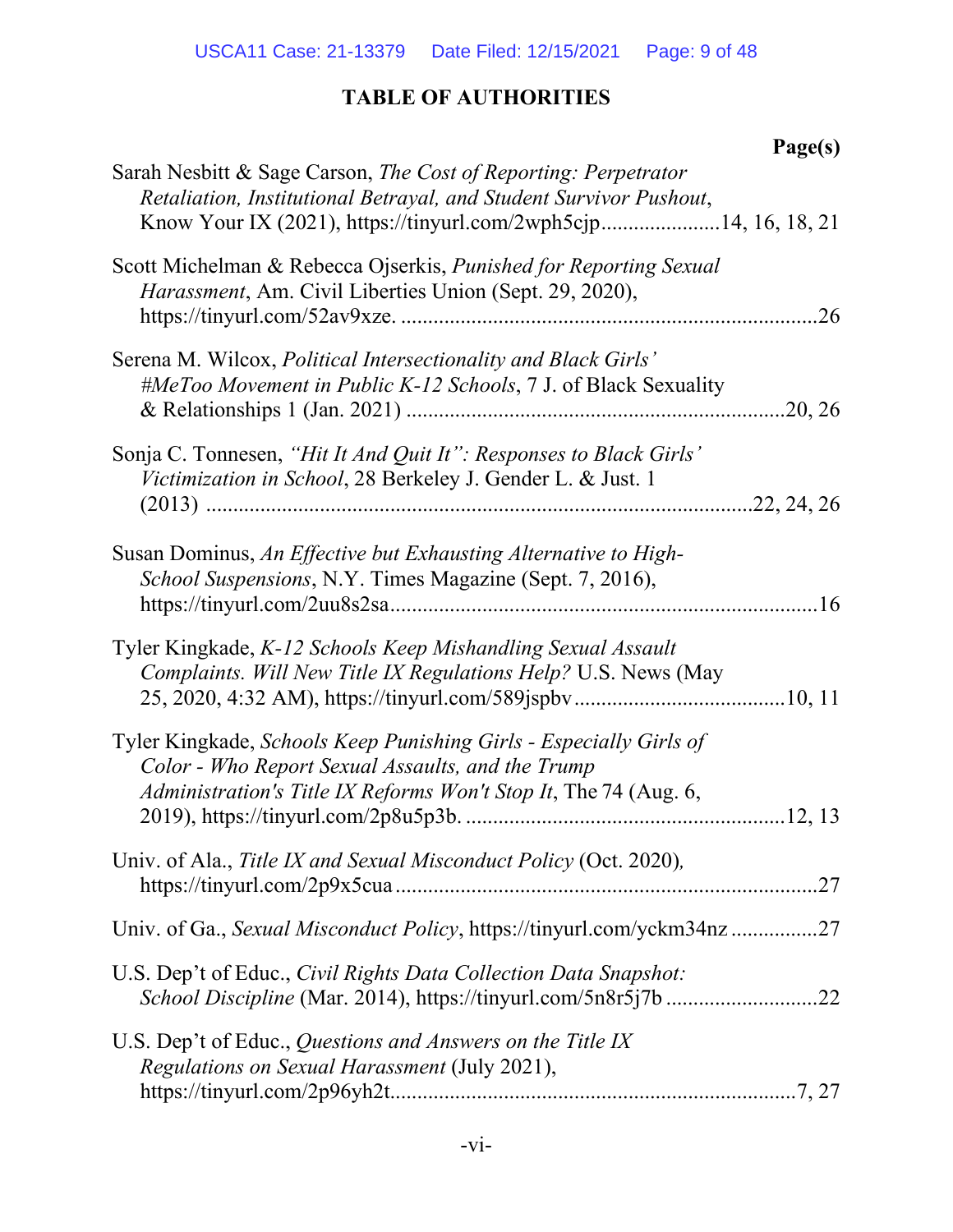# TABLE OF AUTHORITIES

**Page(s)**

Sarah Nesbitt & Sage Carson, *The Cost of Reporting: Perpetrator Retaliation, Institutional Betrayal, and Student Survivor Pushout*, Know Your IX (2021), https://tinyurl.com/2wph5cjp......................14, 16, 18, 21

Scott Michelman & Rebecca Ojserkis, *Punished for Reporting Sexual Harassment*, Am. Civil Liberties Union (Sept. 29, 2020), https://tinyurl.com/52av9xze. ...........................................................................26

Serena M. Wilcox, *Political Intersectionality and Black Girls' #MeToo Movement in Public K-12 Schools*, 7 J. of Black Sexuality & Relationships 1 (Jan. 2021) ....................................................................20, 26

Sonja C. Tonnesen, *"Hit It And Quit It": Responses to Black Girls' Victimization in School*, 28 Berkeley J. Gender L. & Just. 1 (2013) ..................................................................................................22, 24, 26

Susan Dominus, *An Effective but Exhausting Alternative to High-School Suspensions*, N.Y. Times Magazine (Sept. 7, 2016), https://tinyurl.com/2uu8s2sa...............................................................................16

Tyler Kingkade, *K-12 Schools Keep Mishandling Sexual Assault Complaints. Will New Title IX Regulations Help?* U.S. News (May 25, 2020, 4:32 AM), https://tinyurl.com/589jspbv......................................10, 11

Tyler Kingkade, *Schools Keep Punishing Girls - Especially Girls of Color - Who Report Sexual Assaults, and the Trump Administration's Title IX Reforms Won't Stop It*, The 74 (Aug. 6, 2019), https://tinyurl.com/2p8u5p3b. .........................................................12, 13

Univ. of Ala., *Title IX and Sexual Misconduct Policy* (Oct. 2020), https://tinyurl.com/2p9x5cua .............................................................................27

Univ. of Ga., *Sexual Misconduct Policy*, https://tinyurl.com/yckm34nz ................27

U.S. Dep't of Educ., *Civil Rights Data Collection Data Snapshot: School Discipline* (Mar. 2014), https://tinyurl.com/5n8r5j7b ............................22

U.S. Dep't of Educ., *Questions and Answers on the Title IX Regulations on Sexual Harassment* (July 2021), https://tinyurl.com/2p96yh2t.........................................................................7, 27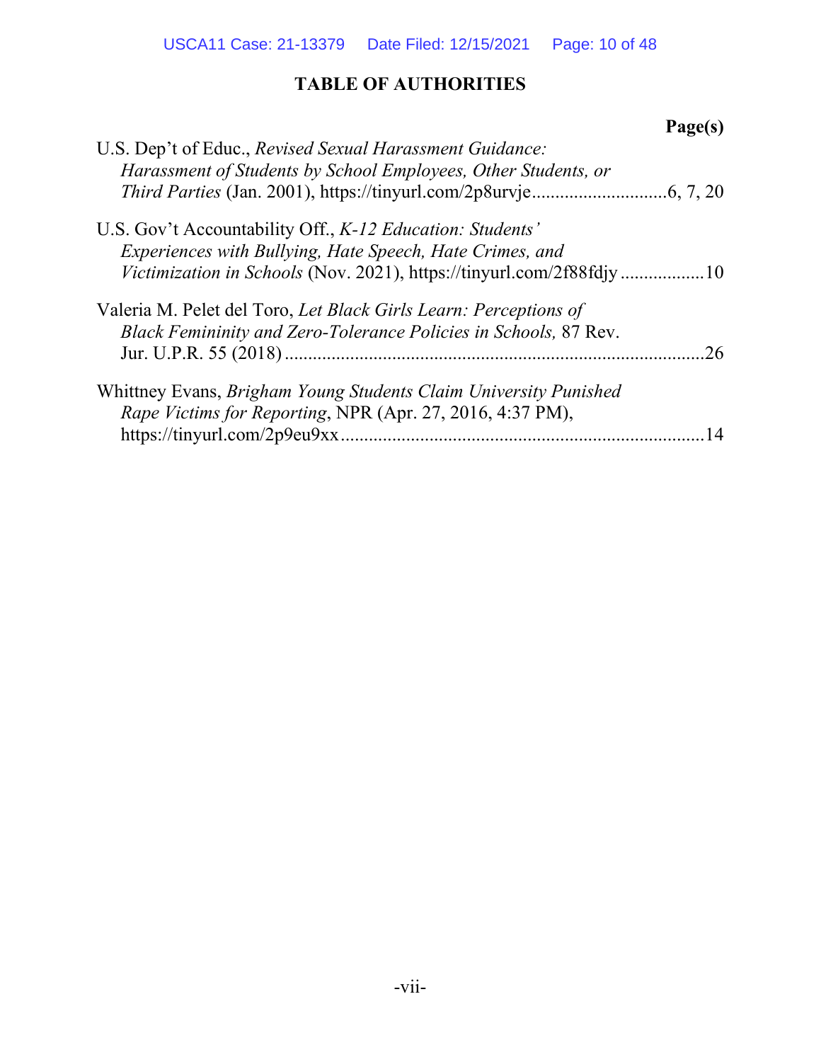# TABLE OF AUTHORITIES

**Page(s)**

U.S. Dep't of Educ., *Revised Sexual Harassment Guidance: Harassment of Students by School Employees, Other Students, or Third Parties* (Jan. 2001), https://tinyurl.com/2p8urvje............................6, 7, 20

U.S. Gov't Accountability Off., *K-12 Education: Students' Experiences with Bullying, Hate Speech, Hate Crimes, and Victimization in Schools* (Nov. 2021), https://tinyurl.com/2f88fdjy ..................10

Valeria M. Pelet del Toro, *Let Black Girls Learn: Perceptions of Black Femininity and Zero-Tolerance Policies in Schools,* 87 Rev. Jur. U.P.R. 55 (2018) ..........................................................................................26

Whittney Evans, *Brigham Young Students Claim University Punished Rape Victims for Reporting*, NPR (Apr. 27, 2016, 4:37 PM), https://tinyurl.com/2p9eu9xx..............................................................................14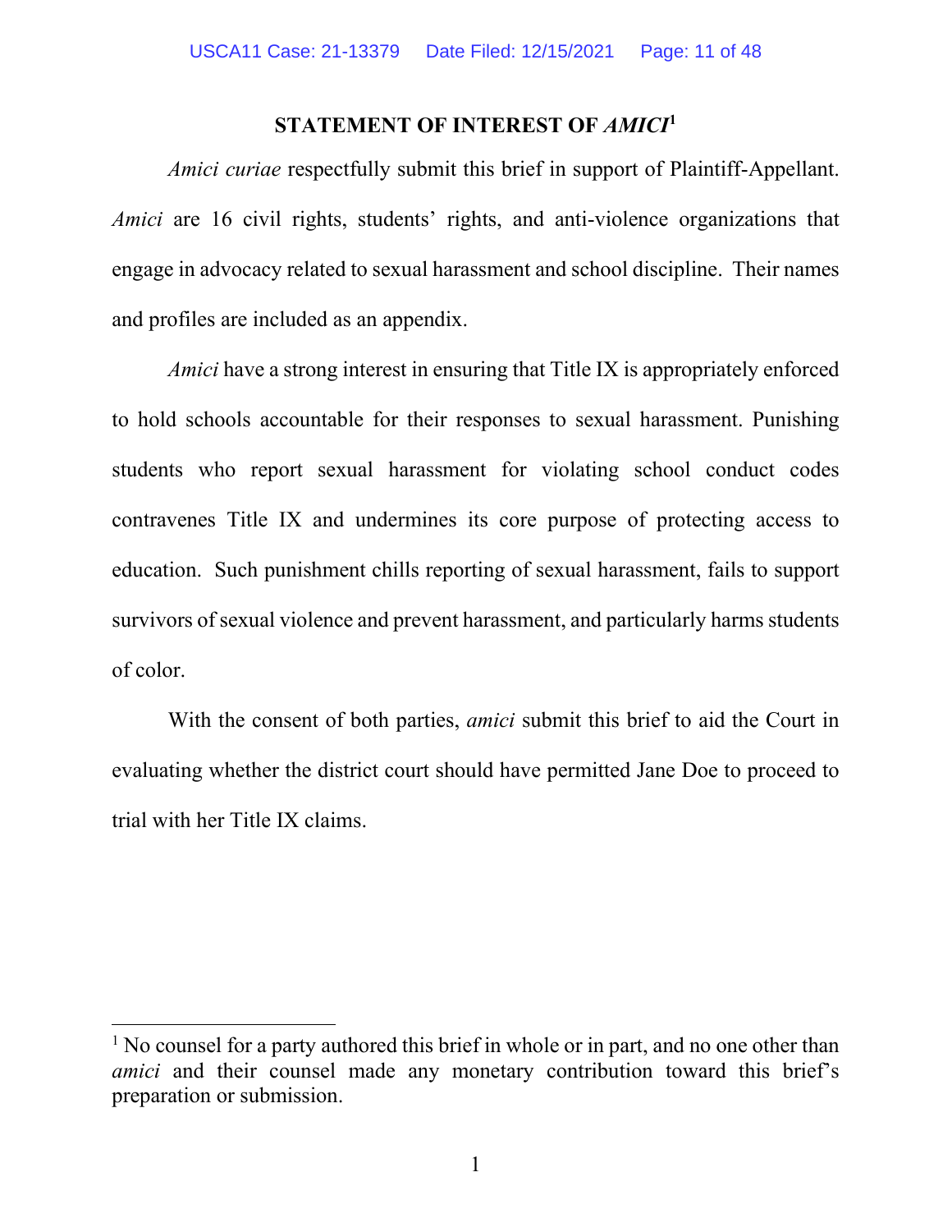## STATEMENT OF INTEREST OF *AMICI*[1]

*Amici curiae* respectfully submit this brief in support of Plaintiff-Appellant. *Amici* are 16 civil rights, students' rights, and anti-violence organizations that engage in advocacy related to sexual harassment and school discipline. Their names and profiles are included as an appendix.

*Amici* have a strong interest in ensuring that Title IX is appropriately enforced to hold schools accountable for their responses to sexual harassment. Punishing students who report sexual harassment for violating school conduct codes contravenes Title IX and undermines its core purpose of protecting access to education. Such punishment chills reporting of sexual harassment, fails to support survivors of sexual violence and prevent harassment, and particularly harms students of color.

With the consent of both parties, *amici* submit this brief to aid the Court in evaluating whether the district court should have permitted Jane Doe to proceed to trial with her Title IX claims.

---

[1] No counsel for a party authored this brief in whole or in part, and no one other than *amici* and their counsel made any monetary contribution toward this brief's preparation or submission.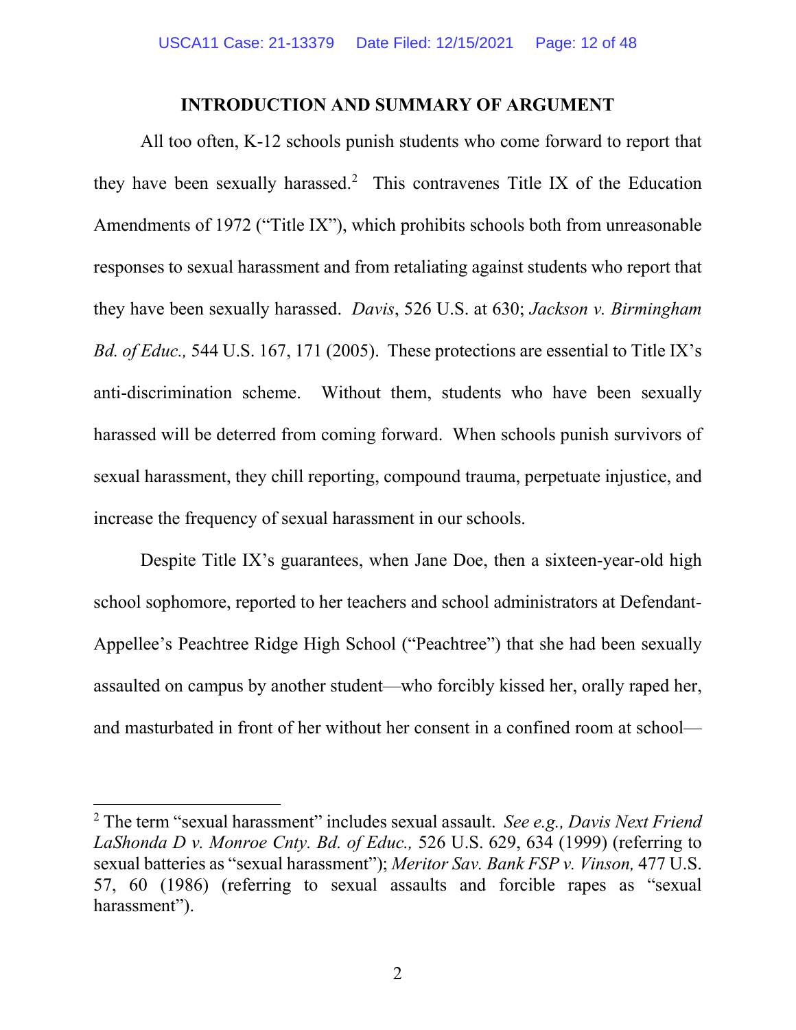## INTRODUCTION AND SUMMARY OF ARGUMENT

All too often, K-12 schools punish students who come forward to report that they have been sexually harassed.[2] This contravenes Title IX of the Education Amendments of 1972 ("Title IX"), which prohibits schools both from unreasonable responses to sexual harassment and from retaliating against students who report that they have been sexually harassed. *Davis*, 526 U.S. at 630; *Jackson v. Birmingham Bd. of Educ.,* 544 U.S. 167, 171 (2005). These protections are essential to Title IX's anti-discrimination scheme. Without them, students who have been sexually harassed will be deterred from coming forward. When schools punish survivors of sexual harassment, they chill reporting, compound trauma, perpetuate injustice, and increase the frequency of sexual harassment in our schools.

Despite Title IX's guarantees, when Jane Doe, then a sixteen-year-old high school sophomore, reported to her teachers and school administrators at Defendant-Appellee's Peachtree Ridge High School ("Peachtree") that she had been sexually assaulted on campus by another student—who forcibly kissed her, orally raped her, and masturbated in front of her without her consent in a confined room at school—

---

[2] The term "sexual harassment" includes sexual assault. *See e.g., Davis Next Friend LaShonda D v. Monroe Cnty. Bd. of Educ.,* 526 U.S. 629, 634 (1999) (referring to sexual batteries as "sexual harassment"); *Meritor Sav. Bank FSP v. Vinson,* 477 U.S. 57, 60 (1986) (referring to sexual assaults and forcible rapes as "sexual harassment").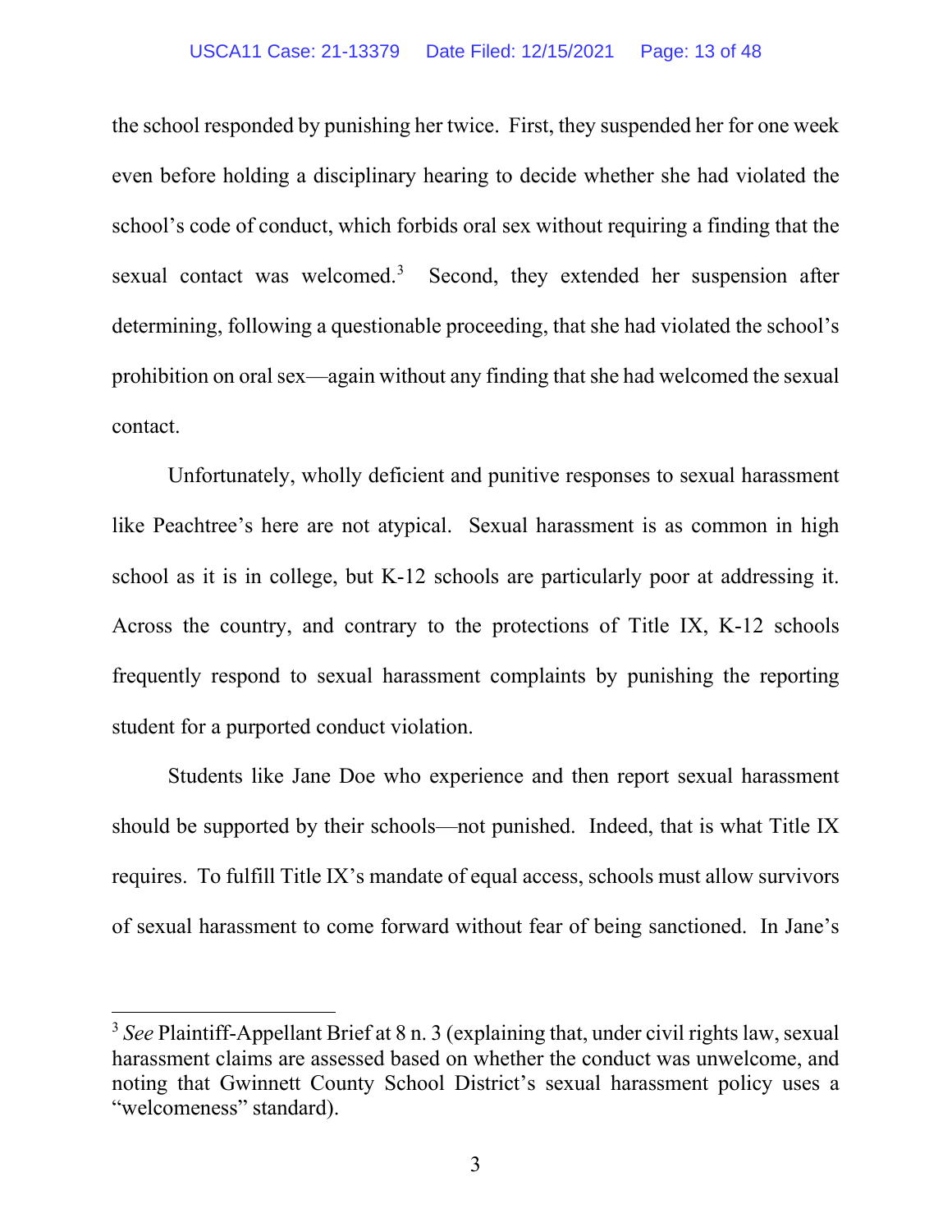the school responded by punishing her twice. First, they suspended her for one week even before holding a disciplinary hearing to decide whether she had violated the school's code of conduct, which forbids oral sex without requiring a finding that the sexual contact was welcomed.[3] Second, they extended her suspension after determining, following a questionable proceeding, that she had violated the school's prohibition on oral sex—again without any finding that she had welcomed the sexual contact.

Unfortunately, wholly deficient and punitive responses to sexual harassment like Peachtree's here are not atypical. Sexual harassment is as common in high school as it is in college, but K-12 schools are particularly poor at addressing it. Across the country, and contrary to the protections of Title IX, K-12 schools frequently respond to sexual harassment complaints by punishing the reporting student for a purported conduct violation.

Students like Jane Doe who experience and then report sexual harassment should be supported by their schools—not punished. Indeed, that is what Title IX requires. To fulfill Title IX's mandate of equal access, schools must allow survivors of sexual harassment to come forward without fear of being sanctioned. In Jane's

[3] *See* Plaintiff-Appellant Brief at 8 n. 3 (explaining that, under civil rights law, sexual harassment claims are assessed based on whether the conduct was unwelcome, and noting that Gwinnett County School District's sexual harassment policy uses a "welcomeness" standard).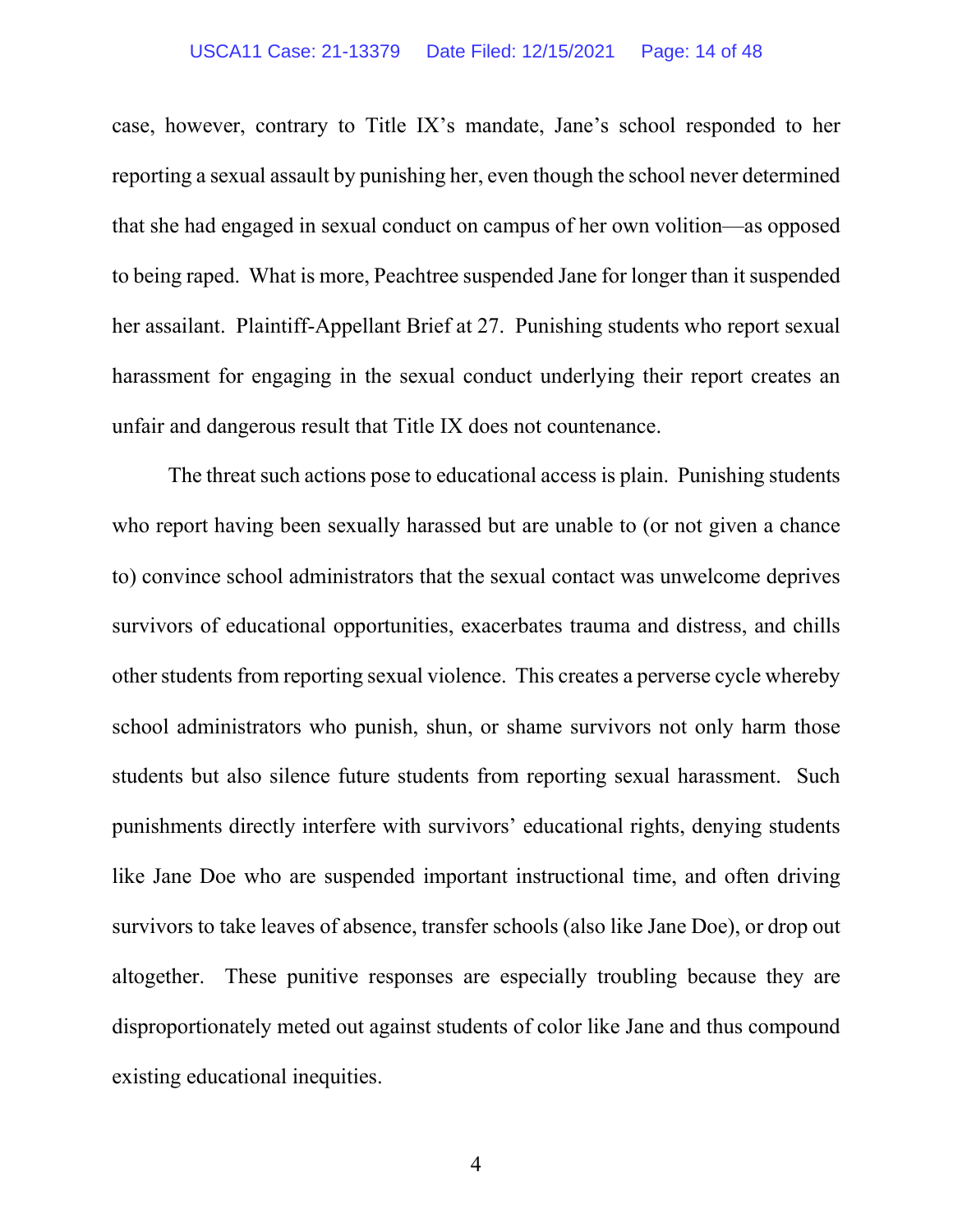case, however, contrary to Title IX's mandate, Jane's school responded to her reporting a sexual assault by punishing her, even though the school never determined that she had engaged in sexual conduct on campus of her own volition—as opposed to being raped. What is more, Peachtree suspended Jane for longer than it suspended her assailant. Plaintiff-Appellant Brief at 27. Punishing students who report sexual harassment for engaging in the sexual conduct underlying their report creates an unfair and dangerous result that Title IX does not countenance.

The threat such actions pose to educational access is plain. Punishing students who report having been sexually harassed but are unable to (or not given a chance to) convince school administrators that the sexual contact was unwelcome deprives survivors of educational opportunities, exacerbates trauma and distress, and chills other students from reporting sexual violence. This creates a perverse cycle whereby school administrators who punish, shun, or shame survivors not only harm those students but also silence future students from reporting sexual harassment. Such punishments directly interfere with survivors' educational rights, denying students like Jane Doe who are suspended important instructional time, and often driving survivors to take leaves of absence, transfer schools (also like Jane Doe), or drop out altogether. These punitive responses are especially troubling because they are disproportionately meted out against students of color like Jane and thus compound existing educational inequities.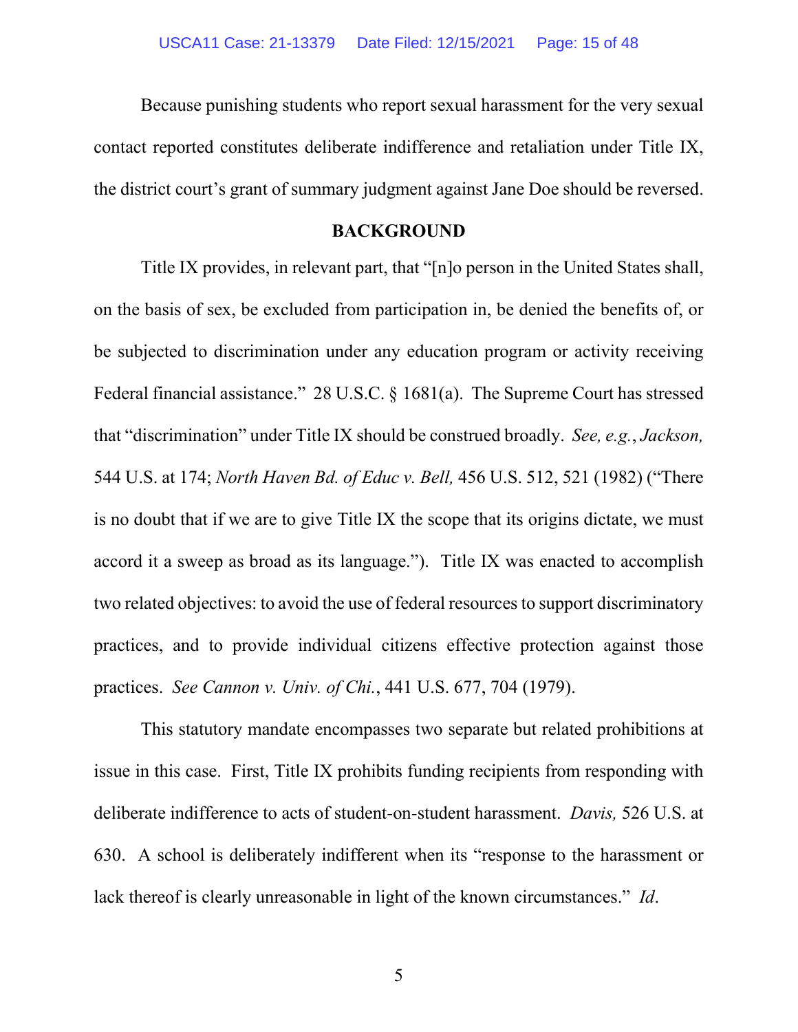Because punishing students who report sexual harassment for the very sexual contact reported constitutes deliberate indifference and retaliation under Title IX, the district court's grant of summary judgment against Jane Doe should be reversed.

## BACKGROUND

Title IX provides, in relevant part, that "[n]o person in the United States shall, on the basis of sex, be excluded from participation in, be denied the benefits of, or be subjected to discrimination under any education program or activity receiving Federal financial assistance." 28 U.S.C. § 1681(a). The Supreme Court has stressed that "discrimination" under Title IX should be construed broadly. *See, e.g.*, *Jackson,* 544 U.S. at 174; *North Haven Bd. of Educ v. Bell,* 456 U.S. 512, 521 (1982) ("There is no doubt that if we are to give Title IX the scope that its origins dictate, we must accord it a sweep as broad as its language."). Title IX was enacted to accomplish two related objectives: to avoid the use of federal resources to support discriminatory practices, and to provide individual citizens effective protection against those practices. *See Cannon v. Univ. of Chi.*, 441 U.S. 677, 704 (1979).

This statutory mandate encompasses two separate but related prohibitions at issue in this case. First, Title IX prohibits funding recipients from responding with deliberate indifference to acts of student-on-student harassment. *Davis,* 526 U.S. at 630. A school is deliberately indifferent when its "response to the harassment or lack thereof is clearly unreasonable in light of the known circumstances." *Id*.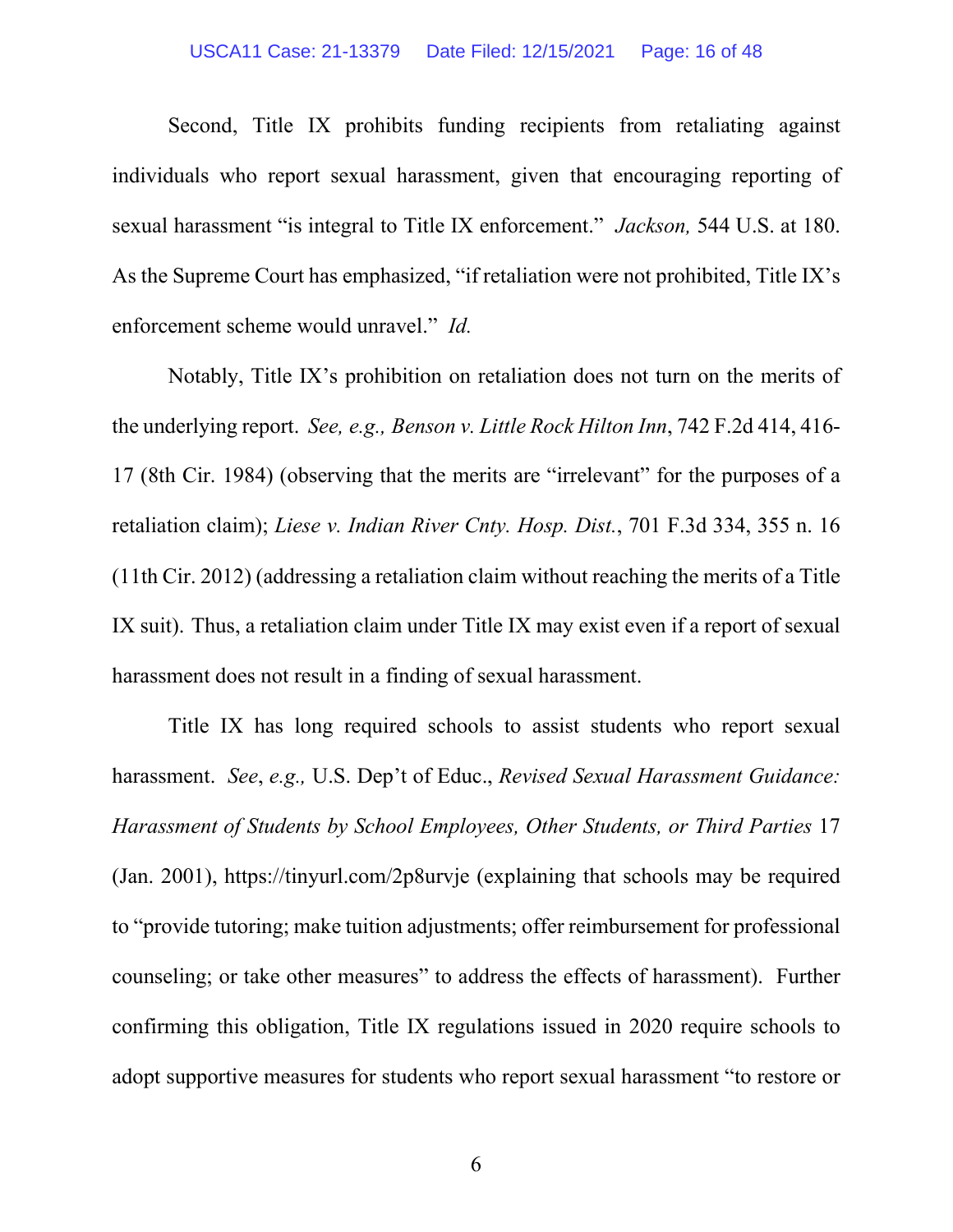Second, Title IX prohibits funding recipients from retaliating against individuals who report sexual harassment, given that encouraging reporting of sexual harassment "is integral to Title IX enforcement." *Jackson,* 544 U.S. at 180. As the Supreme Court has emphasized, "if retaliation were not prohibited, Title IX's enforcement scheme would unravel." *Id.*

Notably, Title IX's prohibition on retaliation does not turn on the merits of the underlying report. *See, e.g., Benson v. Little Rock Hilton Inn*, 742 F.2d 414, 416-17 (8th Cir. 1984) (observing that the merits are "irrelevant" for the purposes of a retaliation claim); *Liese v. Indian River Cnty. Hosp. Dist.*, 701 F.3d 334, 355 n. 16 (11th Cir. 2012) (addressing a retaliation claim without reaching the merits of a Title IX suit). Thus, a retaliation claim under Title IX may exist even if a report of sexual harassment does not result in a finding of sexual harassment.

Title IX has long required schools to assist students who report sexual harassment. *See*, *e.g.,* U.S. Dep't of Educ., *Revised Sexual Harassment Guidance: Harassment of Students by School Employees, Other Students, or Third Parties* 17 (Jan. 2001), https://tinyurl.com/2p8urvje (explaining that schools may be required to "provide tutoring; make tuition adjustments; offer reimbursement for professional counseling; or take other measures" to address the effects of harassment). Further confirming this obligation, Title IX regulations issued in 2020 require schools to adopt supportive measures for students who report sexual harassment "to restore or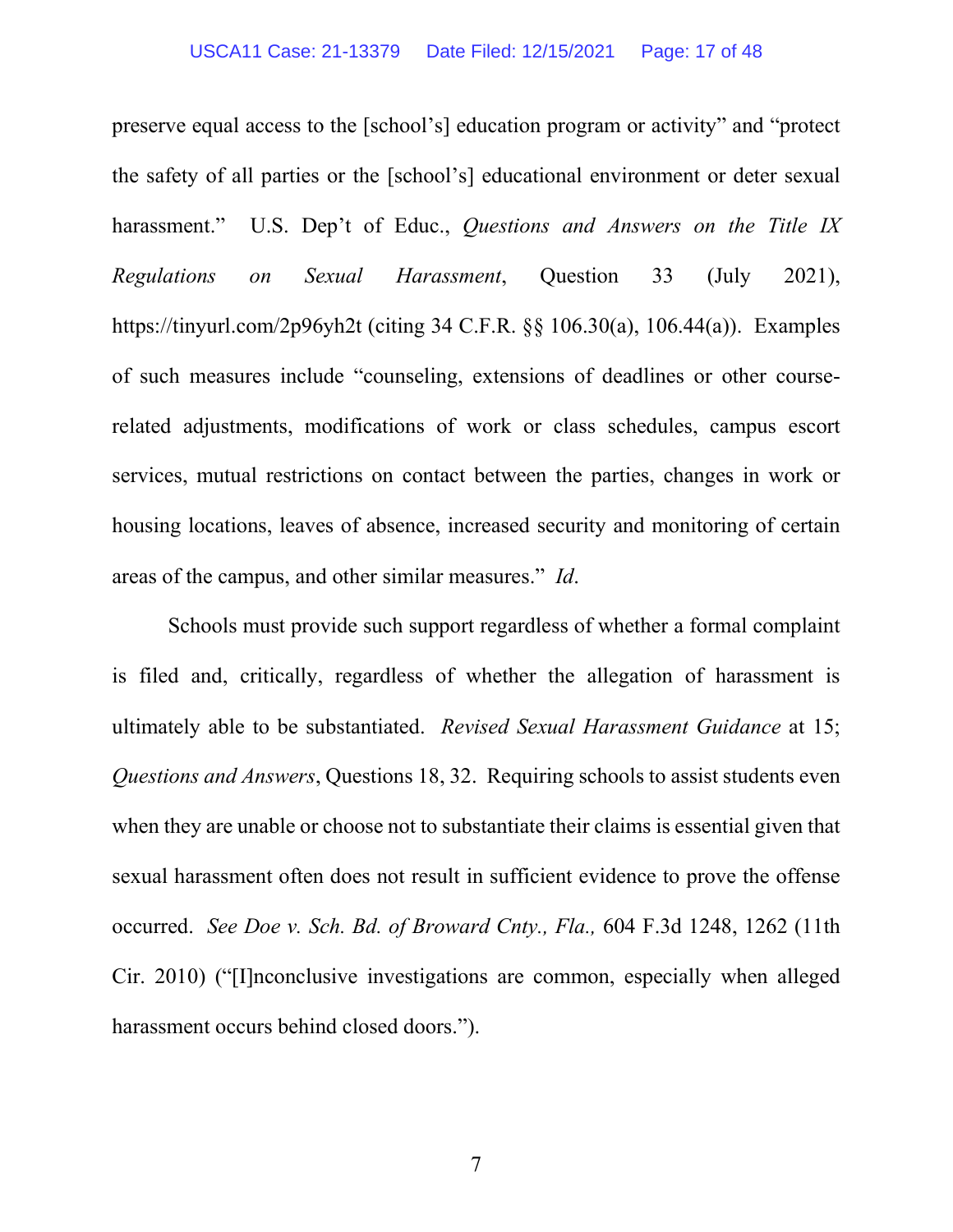preserve equal access to the [school's] education program or activity" and "protect the safety of all parties or the [school's] educational environment or deter sexual harassment." U.S. Dep't of Educ., *Questions and Answers on the Title IX Regulations on Sexual Harassment*, Question 33 (July 2021), https://tinyurl.com/2p96yh2t (citing 34 C.F.R. §§ 106.30(a), 106.44(a)). Examples of such measures include "counseling, extensions of deadlines or other course-related adjustments, modifications of work or class schedules, campus escort services, mutual restrictions on contact between the parties, changes in work or housing locations, leaves of absence, increased security and monitoring of certain areas of the campus, and other similar measures." *Id*.

Schools must provide such support regardless of whether a formal complaint is filed and, critically, regardless of whether the allegation of harassment is ultimately able to be substantiated. *Revised Sexual Harassment Guidance* at 15; *Questions and Answers*, Questions 18, 32. Requiring schools to assist students even when they are unable or choose not to substantiate their claims is essential given that sexual harassment often does not result in sufficient evidence to prove the offense occurred. *See Doe v. Sch. Bd. of Broward Cnty., Fla.,* 604 F.3d 1248, 1262 (11th Cir. 2010) ("[I]nconclusive investigations are common, especially when alleged harassment occurs behind closed doors.").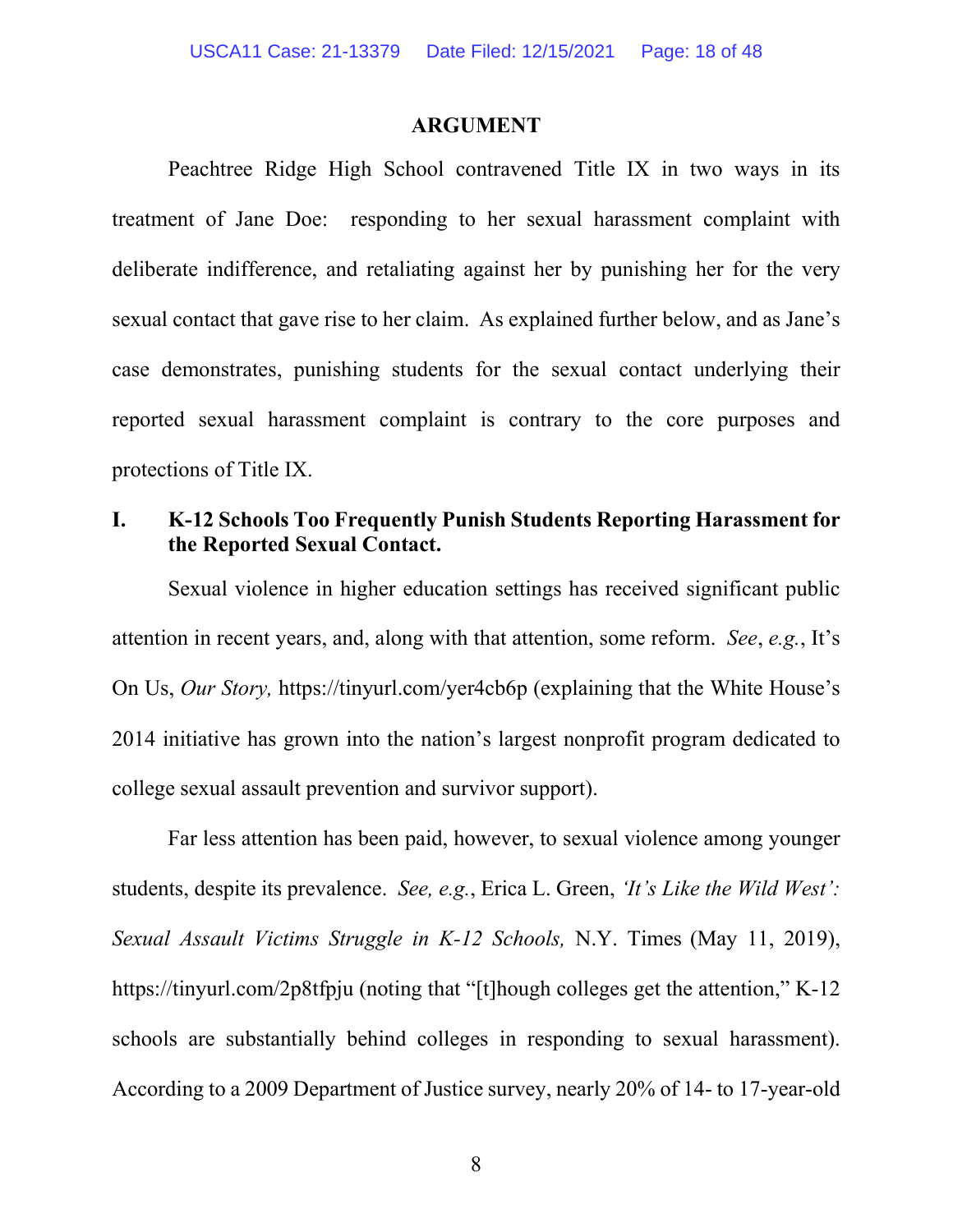## ARGUMENT

Peachtree Ridge High School contravened Title IX in two ways in its treatment of Jane Doe: responding to her sexual harassment complaint with deliberate indifference, and retaliating against her by punishing her for the very sexual contact that gave rise to her claim. As explained further below, and as Jane's case demonstrates, punishing students for the sexual contact underlying their reported sexual harassment complaint is contrary to the core purposes and protections of Title IX.

### I. K-12 Schools Too Frequently Punish Students Reporting Harassment for the Reported Sexual Contact.

Sexual violence in higher education settings has received significant public attention in recent years, and, along with that attention, some reform. *See*, *e.g.*, It's On Us, *Our Story,* https://tinyurl.com/yer4cb6p (explaining that the White House's 2014 initiative has grown into the nation's largest nonprofit program dedicated to college sexual assault prevention and survivor support).

Far less attention has been paid, however, to sexual violence among younger students, despite its prevalence. *See, e.g.*, Erica L. Green, *'It's Like the Wild West': Sexual Assault Victims Struggle in K-12 Schools,* N.Y. Times (May 11, 2019), https://tinyurl.com/2p8tfpju (noting that "[t]hough colleges get the attention," K-12 schools are substantially behind colleges in responding to sexual harassment). According to a 2009 Department of Justice survey, nearly 20% of 14- to 17-year-old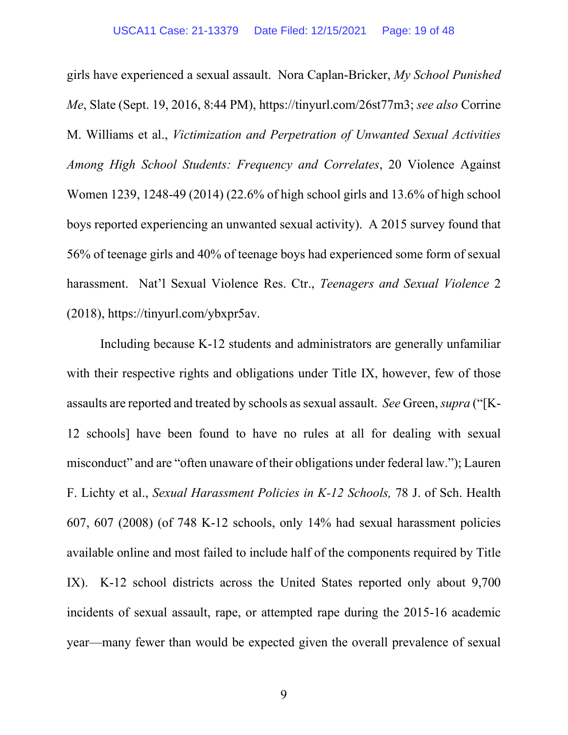girls have experienced a sexual assault. Nora Caplan-Bricker, *My School Punished Me*, Slate (Sept. 19, 2016, 8:44 PM), https://tinyurl.com/26st77m3; *see also* Corrine M. Williams et al., *Victimization and Perpetration of Unwanted Sexual Activities Among High School Students: Frequency and Correlates*, 20 Violence Against Women 1239, 1248-49 (2014) (22.6% of high school girls and 13.6% of high school boys reported experiencing an unwanted sexual activity). A 2015 survey found that 56% of teenage girls and 40% of teenage boys had experienced some form of sexual harassment. Nat'l Sexual Violence Res. Ctr., *Teenagers and Sexual Violence* 2 (2018), https://tinyurl.com/ybxpr5av.

Including because K-12 students and administrators are generally unfamiliar with their respective rights and obligations under Title IX, however, few of those assaults are reported and treated by schools as sexual assault. *See* Green, *supra* ("[K-12 schools] have been found to have no rules at all for dealing with sexual misconduct" and are "often unaware of their obligations under federal law."); Lauren F. Lichty et al., *Sexual Harassment Policies in K-12 Schools,* 78 J. of Sch. Health 607, 607 (2008) (of 748 K-12 schools, only 14% had sexual harassment policies available online and most failed to include half of the components required by Title IX). K-12 school districts across the United States reported only about 9,700 incidents of sexual assault, rape, or attempted rape during the 2015-16 academic year—many fewer than would be expected given the overall prevalence of sexual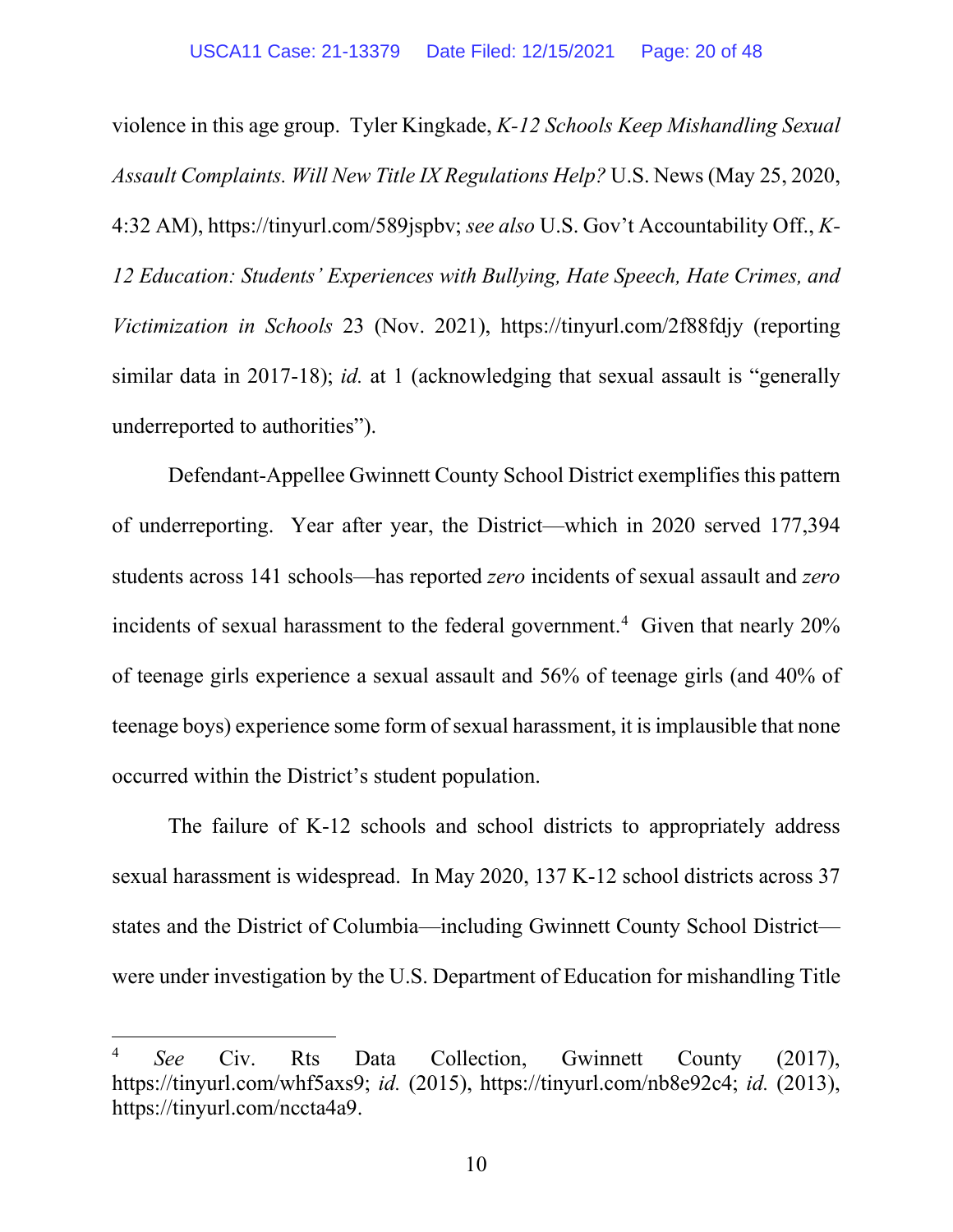violence in this age group. Tyler Kingkade, *K-12 Schools Keep Mishandling Sexual Assault Complaints. Will New Title IX Regulations Help?* U.S. News (May 25, 2020, 4:32 AM), https://tinyurl.com/589jspbv; *see also* U.S. Gov't Accountability Off., *K-12 Education: Students' Experiences with Bullying, Hate Speech, Hate Crimes, and Victimization in Schools* 23 (Nov. 2021), https://tinyurl.com/2f88fdjy (reporting similar data in 2017-18); *id.* at 1 (acknowledging that sexual assault is "generally underreported to authorities").

Defendant-Appellee Gwinnett County School District exemplifies this pattern of underreporting. Year after year, the District—which in 2020 served 177,394 students across 141 schools—has reported *zero* incidents of sexual assault and *zero* incidents of sexual harassment to the federal government.[4] Given that nearly 20% of teenage girls experience a sexual assault and 56% of teenage girls (and 40% of teenage boys) experience some form of sexual harassment, it is implausible that none occurred within the District's student population.

The failure of K-12 schools and school districts to appropriately address sexual harassment is widespread. In May 2020, 137 K-12 school districts across 37 states and the District of Columbia—including Gwinnett County School District—were under investigation by the U.S. Department of Education for mishandling Title

---

[4] *See* Civ. Rts Data Collection, Gwinnett County (2017), https://tinyurl.com/whf5axs9; *id.* (2015), https://tinyurl.com/nb8e92c4; *id.* (2013), https://tinyurl.com/nccta4a9.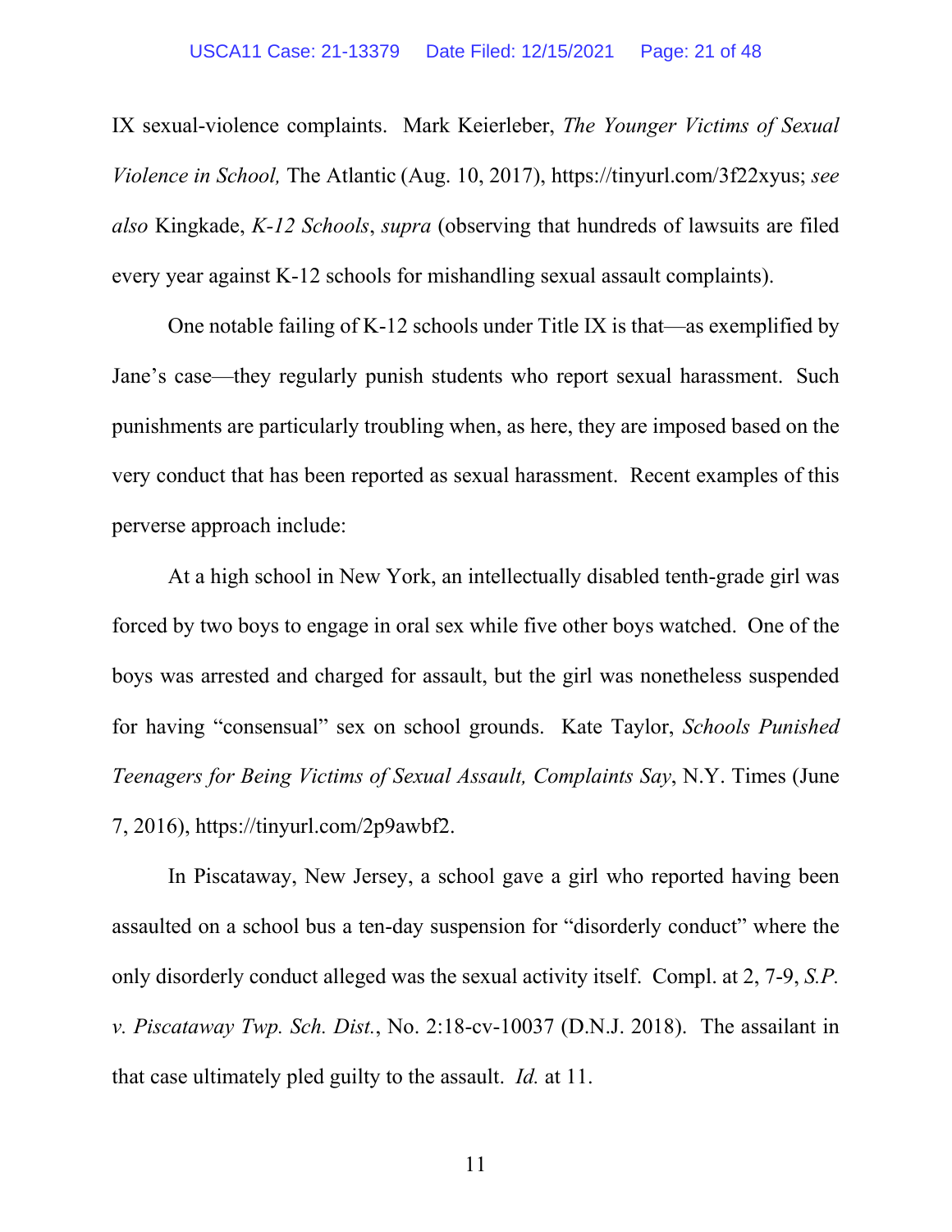IX sexual-violence complaints. Mark Keierleber, *The Younger Victims of Sexual Violence in School,* The Atlantic (Aug. 10, 2017), https://tinyurl.com/3f22xyus; *see also* Kingkade, *K-12 Schools*, *supra* (observing that hundreds of lawsuits are filed every year against K-12 schools for mishandling sexual assault complaints).

One notable failing of K-12 schools under Title IX is that—as exemplified by Jane's case—they regularly punish students who report sexual harassment. Such punishments are particularly troubling when, as here, they are imposed based on the very conduct that has been reported as sexual harassment. Recent examples of this perverse approach include:

At a high school in New York, an intellectually disabled tenth-grade girl was forced by two boys to engage in oral sex while five other boys watched. One of the boys was arrested and charged for assault, but the girl was nonetheless suspended for having "consensual" sex on school grounds. Kate Taylor, *Schools Punished Teenagers for Being Victims of Sexual Assault, Complaints Say*, N.Y. Times (June 7, 2016), https://tinyurl.com/2p9awbf2.

In Piscataway, New Jersey, a school gave a girl who reported having been assaulted on a school bus a ten-day suspension for "disorderly conduct" where the only disorderly conduct alleged was the sexual activity itself. Compl. at 2, 7-9, *S.P. v. Piscataway Twp. Sch. Dist.*, No. 2:18-cv-10037 (D.N.J. 2018). The assailant in that case ultimately pled guilty to the assault. *Id.* at 11.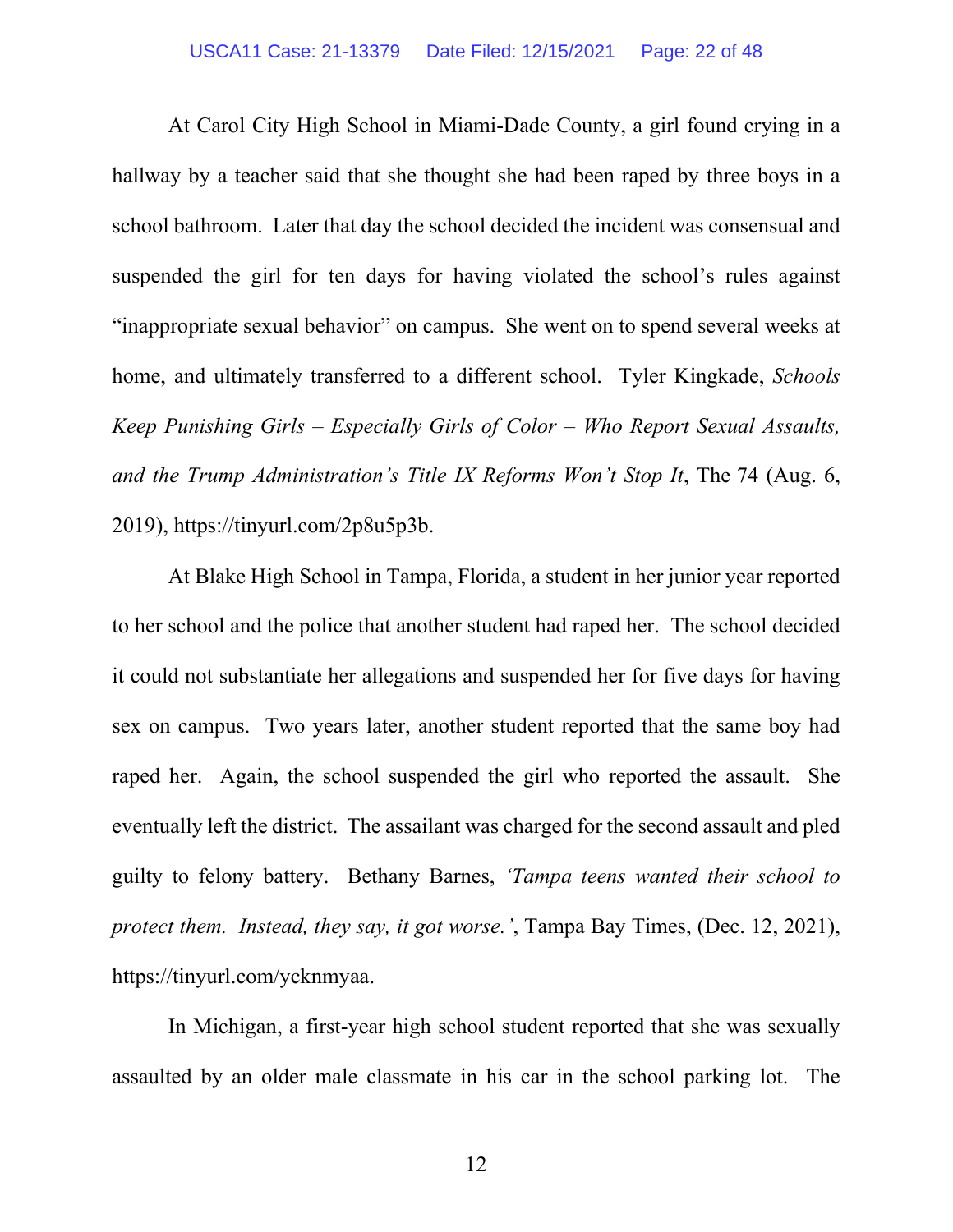At Carol City High School in Miami-Dade County, a girl found crying in a hallway by a teacher said that she thought she had been raped by three boys in a school bathroom. Later that day the school decided the incident was consensual and suspended the girl for ten days for having violated the school's rules against "inappropriate sexual behavior" on campus. She went on to spend several weeks at home, and ultimately transferred to a different school. Tyler Kingkade, *Schools Keep Punishing Girls – Especially Girls of Color – Who Report Sexual Assaults, and the Trump Administration's Title IX Reforms Won't Stop It*, The 74 (Aug. 6, 2019), https://tinyurl.com/2p8u5p3b.

At Blake High School in Tampa, Florida, a student in her junior year reported to her school and the police that another student had raped her. The school decided it could not substantiate her allegations and suspended her for five days for having sex on campus. Two years later, another student reported that the same boy had raped her. Again, the school suspended the girl who reported the assault. She eventually left the district. The assailant was charged for the second assault and pled guilty to felony battery. Bethany Barnes, *'Tampa teens wanted their school to protect them. Instead, they say, it got worse.'*, Tampa Bay Times, (Dec. 12, 2021), https://tinyurl.com/ycknmyaa.

In Michigan, a first-year high school student reported that she was sexually assaulted by an older male classmate in his car in the school parking lot. The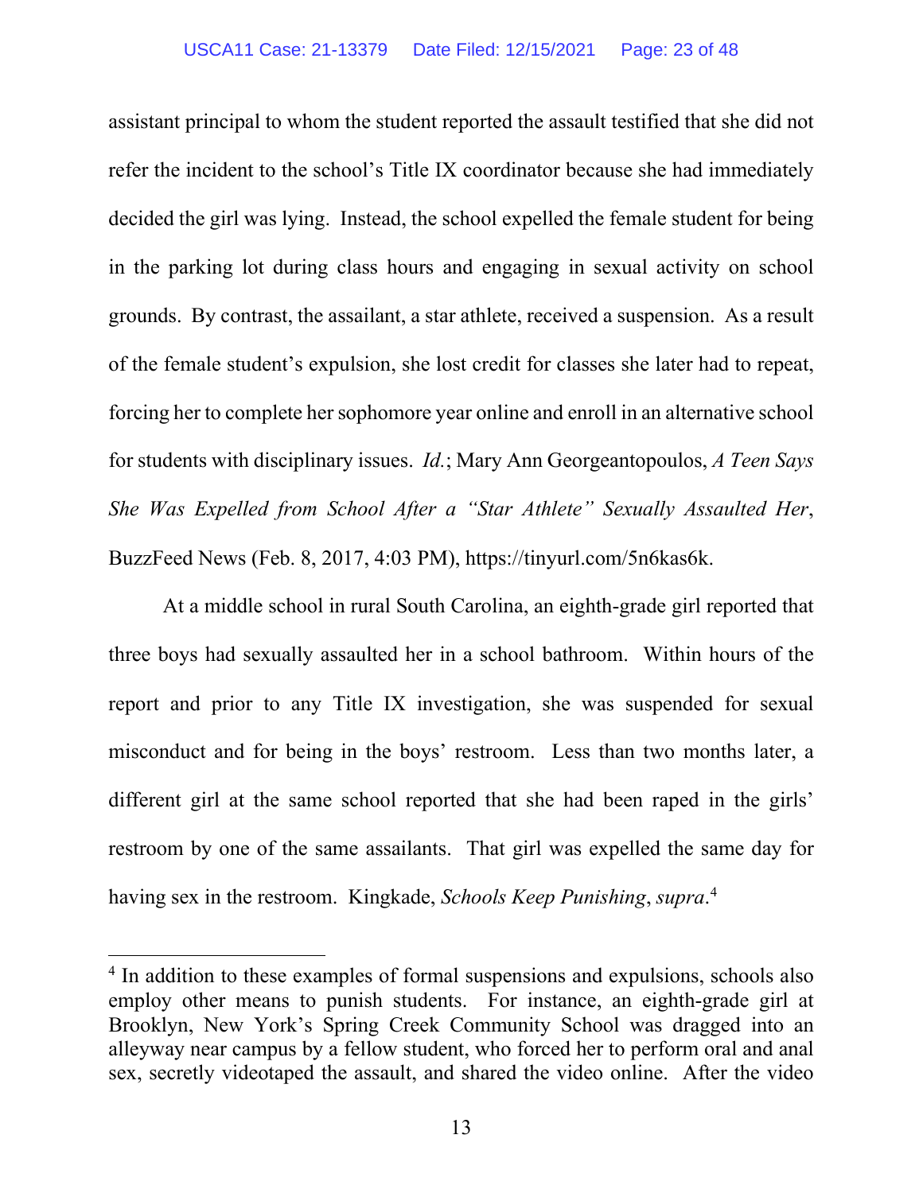assistant principal to whom the student reported the assault testified that she did not refer the incident to the school's Title IX coordinator because she had immediately decided the girl was lying. Instead, the school expelled the female student for being in the parking lot during class hours and engaging in sexual activity on school grounds. By contrast, the assailant, a star athlete, received a suspension. As a result of the female student's expulsion, she lost credit for classes she later had to repeat, forcing her to complete her sophomore year online and enroll in an alternative school for students with disciplinary issues. *Id.*; Mary Ann Georgeantopoulos, *A Teen Says She Was Expelled from School After a "Star Athlete" Sexually Assaulted Her*, BuzzFeed News (Feb. 8, 2017, 4:03 PM), https://tinyurl.com/5n6kas6k.

At a middle school in rural South Carolina, an eighth-grade girl reported that three boys had sexually assaulted her in a school bathroom. Within hours of the report and prior to any Title IX investigation, she was suspended for sexual misconduct and for being in the boys' restroom. Less than two months later, a different girl at the same school reported that she had been raped in the girls' restroom by one of the same assailants. That girl was expelled the same day for having sex in the restroom. Kingkade, *Schools Keep Punishing*, *supra*.[4]

---

[4] In addition to these examples of formal suspensions and expulsions, schools also employ other means to punish students. For instance, an eighth-grade girl at Brooklyn, New York's Spring Creek Community School was dragged into an alleyway near campus by a fellow student, who forced her to perform oral and anal sex, secretly videotaped the assault, and shared the video online. After the video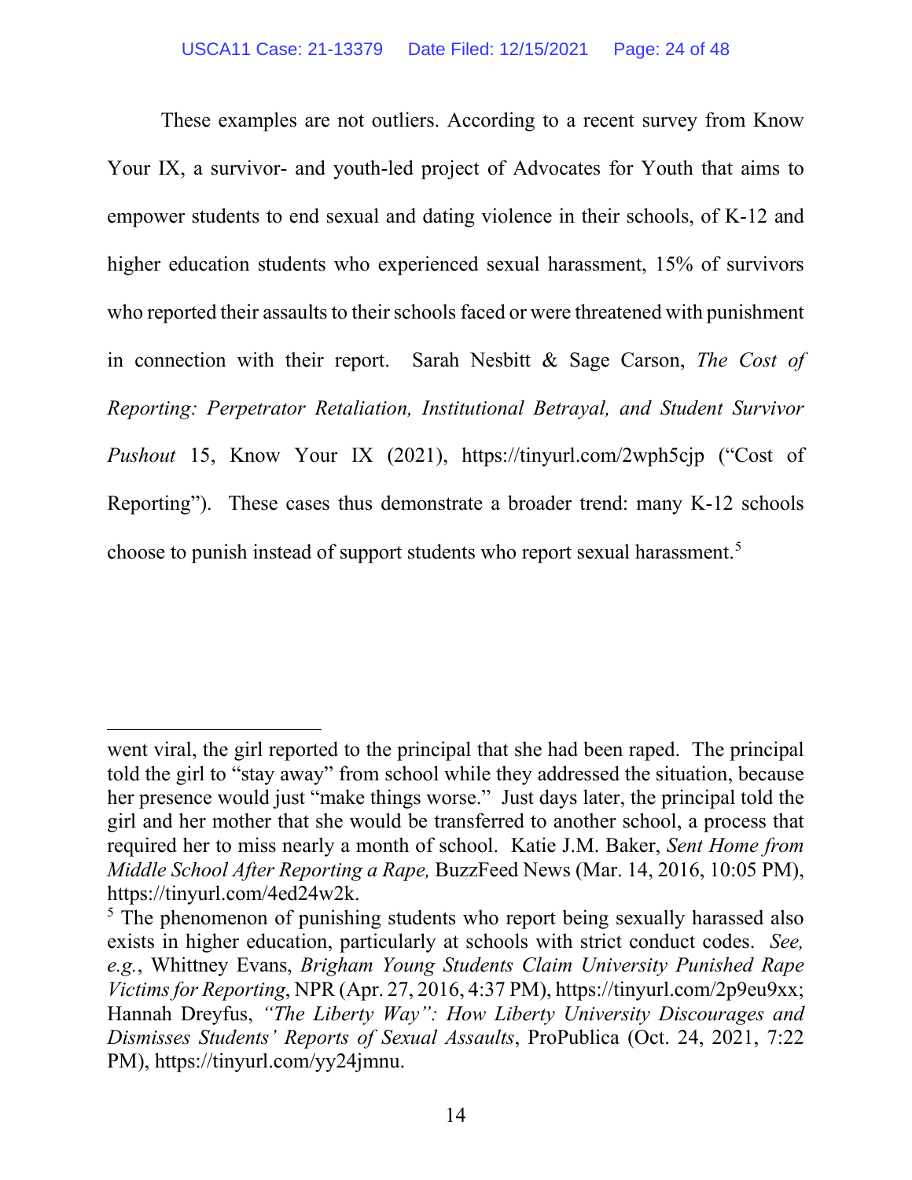These examples are not outliers. According to a recent survey from Know Your IX, a survivor- and youth-led project of Advocates for Youth that aims to empower students to end sexual and dating violence in their schools, of K-12 and higher education students who experienced sexual harassment, 15% of survivors who reported their assaults to their schools faced or were threatened with punishment in connection with their report. Sarah Nesbitt & Sage Carson, *The Cost of Reporting: Perpetrator Retaliation, Institutional Betrayal, and Student Survivor Pushout* 15, Know Your IX (2021), https://tinyurl.com/2wph5cjp ("Cost of Reporting"). These cases thus demonstrate a broader trend: many K-12 schools choose to punish instead of support students who report sexual harassment.[5]

---

went viral, the girl reported to the principal that she had been raped. The principal told the girl to "stay away" from school while they addressed the situation, because her presence would just "make things worse." Just days later, the principal told the girl and her mother that she would be transferred to another school, a process that required her to miss nearly a month of school. Katie J.M. Baker, *Sent Home from Middle School After Reporting a Rape,* BuzzFeed News (Mar. 14, 2016, 10:05 PM), https://tinyurl.com/4ed24w2k.

[5] The phenomenon of punishing students who report being sexually harassed also exists in higher education, particularly at schools with strict conduct codes. *See, e.g.*, Whittney Evans, *Brigham Young Students Claim University Punished Rape Victims for Reporting*, NPR (Apr. 27, 2016, 4:37 PM), https://tinyurl.com/2p9eu9xx; Hannah Dreyfus, *"The Liberty Way": How Liberty University Discourages and Dismisses Students' Reports of Sexual Assaults*, ProPublica (Oct. 24, 2021, 7:22 PM), https://tinyurl.com/yy24jmnu.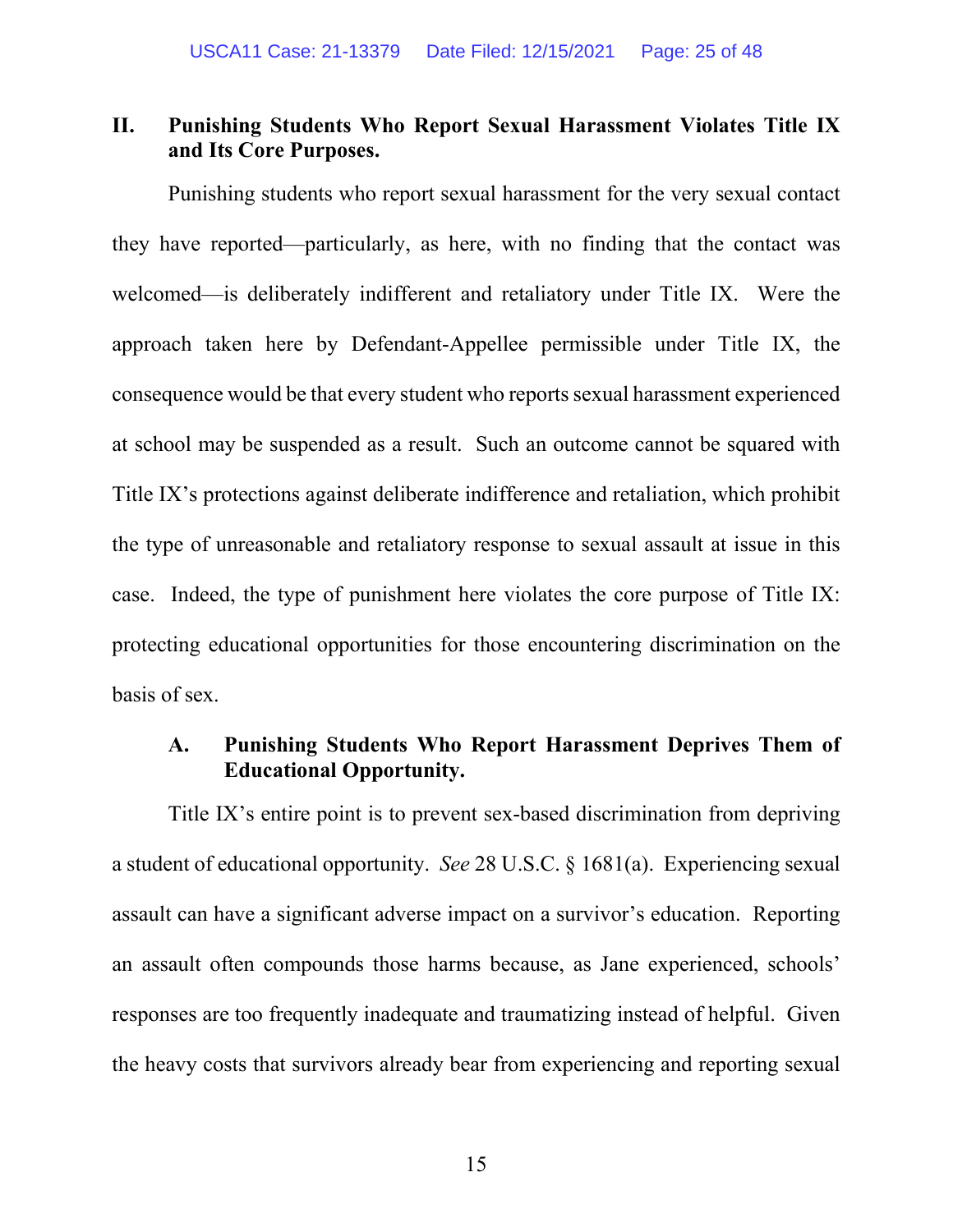## II. Punishing Students Who Report Sexual Harassment Violates Title IX and Its Core Purposes.

Punishing students who report sexual harassment for the very sexual contact they have reported—particularly, as here, with no finding that the contact was welcomed—is deliberately indifferent and retaliatory under Title IX. Were the approach taken here by Defendant-Appellee permissible under Title IX, the consequence would be that every student who reports sexual harassment experienced at school may be suspended as a result. Such an outcome cannot be squared with Title IX's protections against deliberate indifference and retaliation, which prohibit the type of unreasonable and retaliatory response to sexual assault at issue in this case. Indeed, the type of punishment here violates the core purpose of Title IX: protecting educational opportunities for those encountering discrimination on the basis of sex.

### A. Punishing Students Who Report Harassment Deprives Them of Educational Opportunity.

Title IX's entire point is to prevent sex-based discrimination from depriving a student of educational opportunity. *See* 28 U.S.C. § 1681(a). Experiencing sexual assault can have a significant adverse impact on a survivor's education. Reporting an assault often compounds those harms because, as Jane experienced, schools' responses are too frequently inadequate and traumatizing instead of helpful. Given the heavy costs that survivors already bear from experiencing and reporting sexual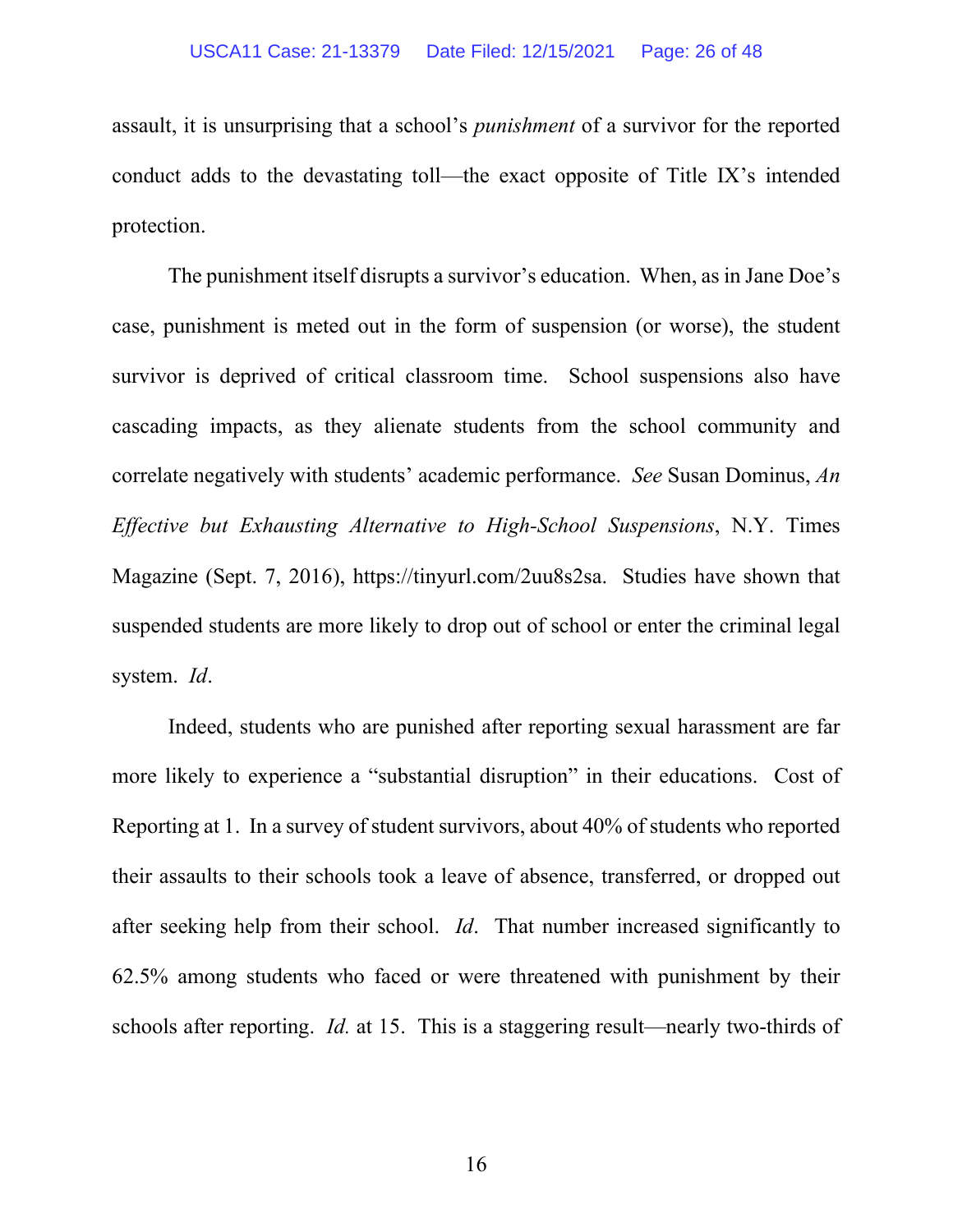assault, it is unsurprising that a school's *punishment* of a survivor for the reported conduct adds to the devastating toll—the exact opposite of Title IX's intended protection.

The punishment itself disrupts a survivor's education. When, as in Jane Doe's case, punishment is meted out in the form of suspension (or worse), the student survivor is deprived of critical classroom time. School suspensions also have cascading impacts, as they alienate students from the school community and correlate negatively with students' academic performance. *See* Susan Dominus, *An Effective but Exhausting Alternative to High-School Suspensions*, N.Y. Times Magazine (Sept. 7, 2016), https://tinyurl.com/2uu8s2sa. Studies have shown that suspended students are more likely to drop out of school or enter the criminal legal system. *Id*.

Indeed, students who are punished after reporting sexual harassment are far more likely to experience a "substantial disruption" in their educations. Cost of Reporting at 1. In a survey of student survivors, about 40% of students who reported their assaults to their schools took a leave of absence, transferred, or dropped out after seeking help from their school. *Id*. That number increased significantly to 62.5% among students who faced or were threatened with punishment by their schools after reporting. *Id.* at 15. This is a staggering result—nearly two-thirds of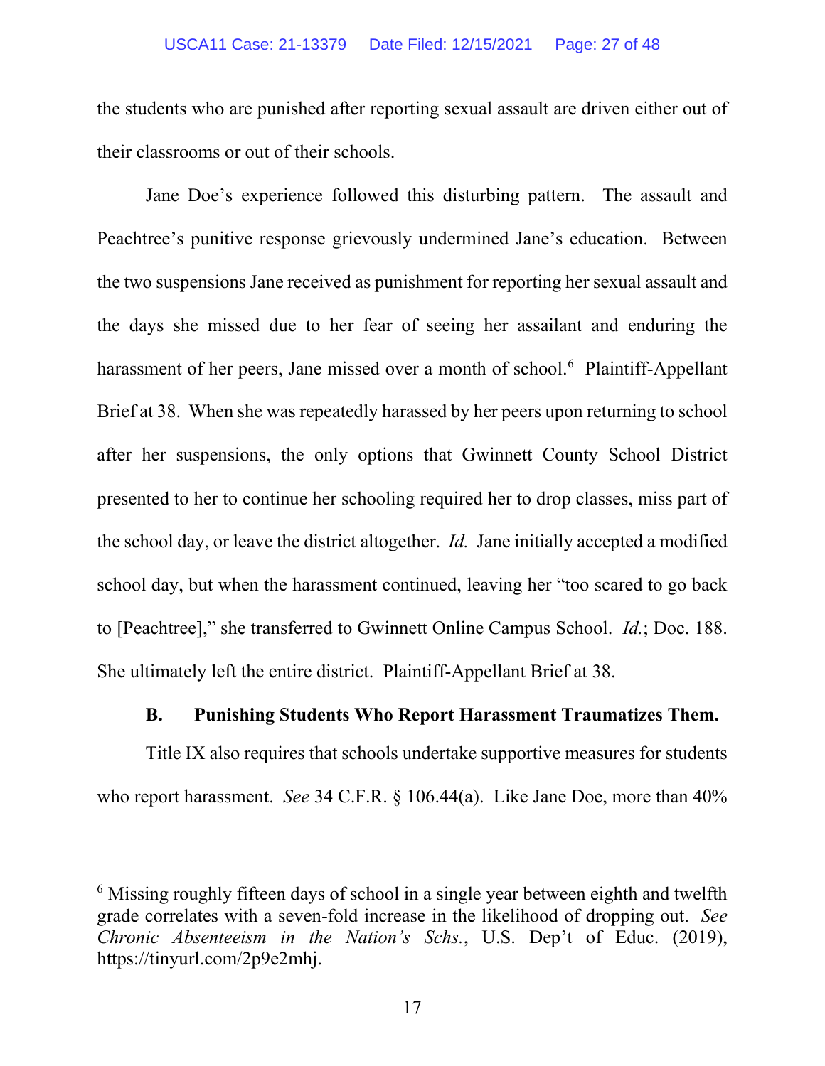the students who are punished after reporting sexual assault are driven either out of their classrooms or out of their schools.

Jane Doe's experience followed this disturbing pattern. The assault and Peachtree's punitive response grievously undermined Jane's education. Between the two suspensions Jane received as punishment for reporting her sexual assault and the days she missed due to her fear of seeing her assailant and enduring the harassment of her peers, Jane missed over a month of school.[6] Plaintiff-Appellant Brief at 38. When she was repeatedly harassed by her peers upon returning to school after her suspensions, the only options that Gwinnett County School District presented to her to continue her schooling required her to drop classes, miss part of the school day, or leave the district altogether. *Id.* Jane initially accepted a modified school day, but when the harassment continued, leaving her "too scared to go back to [Peachtree]," she transferred to Gwinnett Online Campus School. *Id.*; Doc. 188. She ultimately left the entire district. Plaintiff-Appellant Brief at 38.

### B. Punishing Students Who Report Harassment Traumatizes Them.

Title IX also requires that schools undertake supportive measures for students who report harassment. *See* 34 C.F.R. § 106.44(a). Like Jane Doe, more than 40%

---

[6] Missing roughly fifteen days of school in a single year between eighth and twelfth grade correlates with a seven-fold increase in the likelihood of dropping out. *See Chronic Absenteeism in the Nation's Schs.*, U.S. Dep't of Educ. (2019), https://tinyurl.com/2p9e2mhj.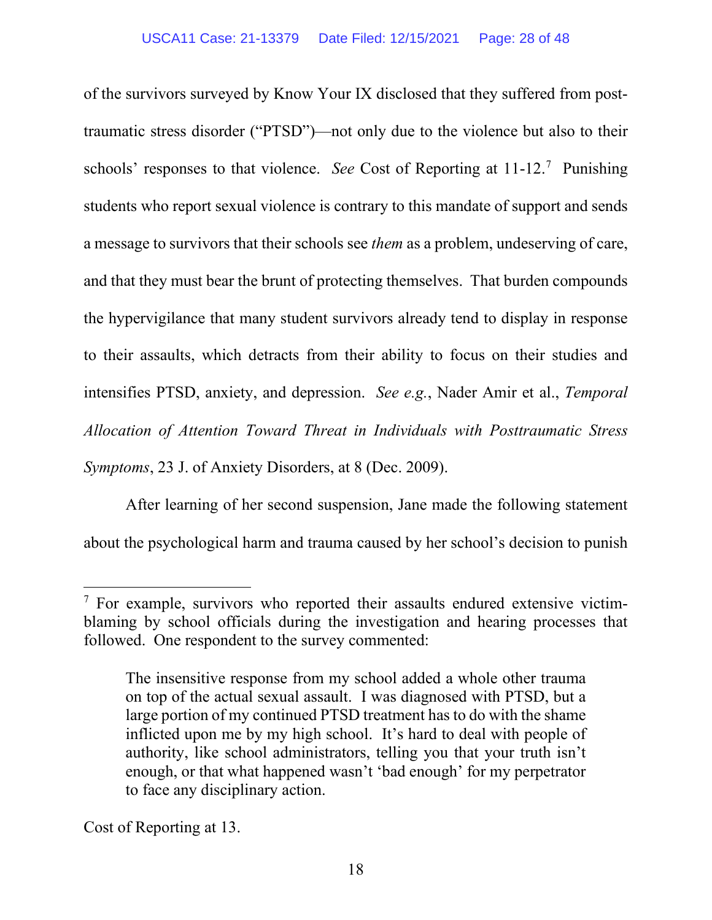of the survivors surveyed by Know Your IX disclosed that they suffered from post-traumatic stress disorder ("PTSD")—not only due to the violence but also to their schools' responses to that violence. *See* Cost of Reporting at 11-12.[7] Punishing students who report sexual violence is contrary to this mandate of support and sends a message to survivors that their schools see *them* as a problem, undeserving of care, and that they must bear the brunt of protecting themselves. That burden compounds the hypervigilance that many student survivors already tend to display in response to their assaults, which detracts from their ability to focus on their studies and intensifies PTSD, anxiety, and depression. *See e.g.*, Nader Amir et al., *Temporal Allocation of Attention Toward Threat in Individuals with Posttraumatic Stress Symptoms*, 23 J. of Anxiety Disorders, at 8 (Dec. 2009).

After learning of her second suspension, Jane made the following statement about the psychological harm and trauma caused by her school's decision to punish

---

[7] For example, survivors who reported their assaults endured extensive victim-blaming by school officials during the investigation and hearing processes that followed. One respondent to the survey commented:

> The insensitive response from my school added a whole other trauma on top of the actual sexual assault. I was diagnosed with PTSD, but a large portion of my continued PTSD treatment has to do with the shame inflicted upon me by my high school. It's hard to deal with people of authority, like school administrators, telling you that your truth isn't enough, or that what happened wasn't 'bad enough' for my perpetrator to face any disciplinary action.

Cost of Reporting at 13.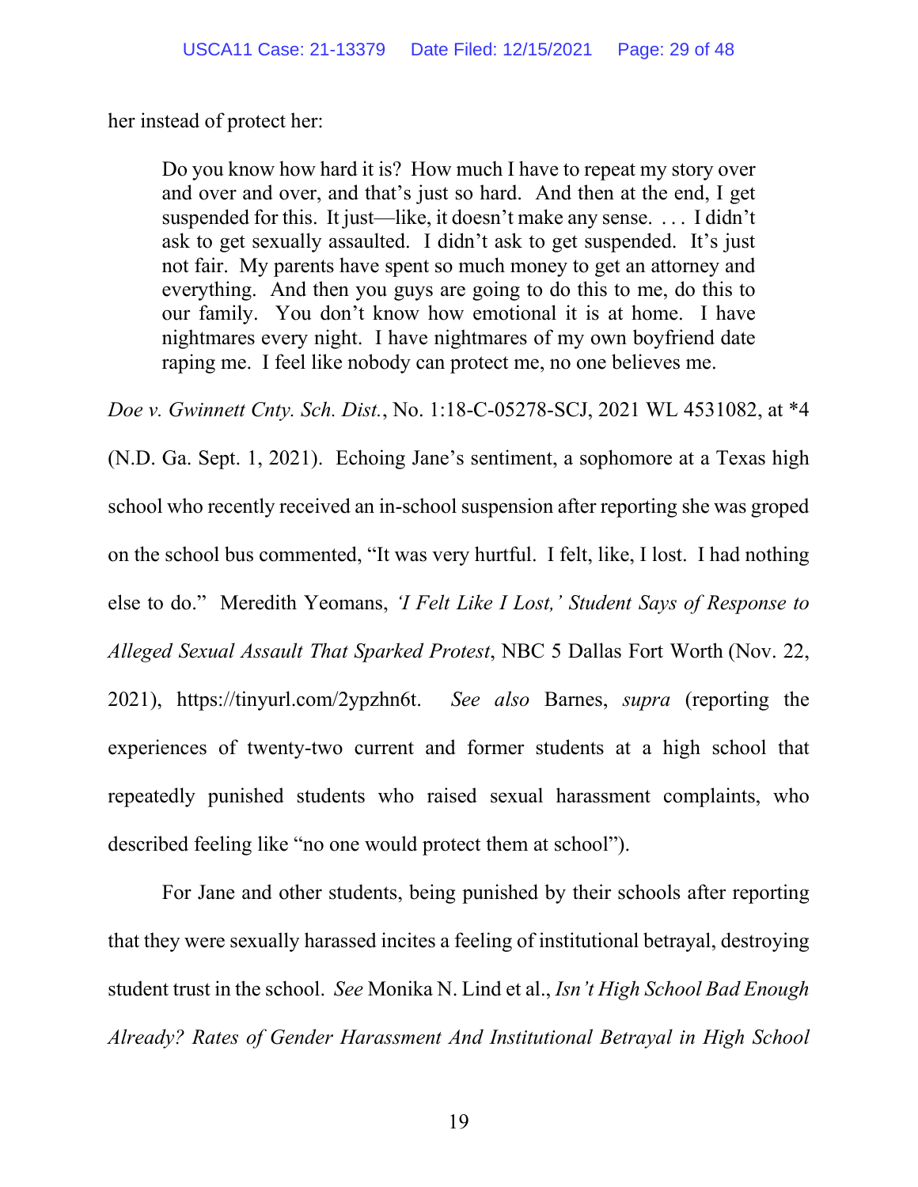her instead of protect her:

> Do you know how hard it is? How much I have to repeat my story over and over and over, and that's just so hard. And then at the end, I get suspended for this. It just—like, it doesn't make any sense. . . . I didn't ask to get sexually assaulted. I didn't ask to get suspended. It's just not fair. My parents have spent so much money to get an attorney and everything. And then you guys are going to do this to me, do this to our family. You don't know how emotional it is at home. I have nightmares every night. I have nightmares of my own boyfriend date raping me. I feel like nobody can protect me, no one believes me.

*Doe v. Gwinnett Cnty. Sch. Dist.*, No. 1:18-C-05278-SCJ, 2021 WL 4531082, at *4 (N.D. Ga. Sept. 1, 2021). Echoing Jane's sentiment, a sophomore at a Texas high school who recently received an in-school suspension after reporting she was groped on the school bus commented, "It was very hurtful. I felt, like, I lost. I had nothing else to do." Meredith Yeomans, *'I Felt Like I Lost,' Student Says of Response to Alleged Sexual Assault That Sparked Protest*, NBC 5 Dallas Fort Worth (Nov. 22, 2021), https://tinyurl.com/2ypzhn6t. *See also* Barnes, *supra* (reporting the experiences of twenty-two current and former students at a high school that repeatedly punished students who raised sexual harassment complaints, who described feeling like "no one would protect them at school").

For Jane and other students, being punished by their schools after reporting that they were sexually harassed incites a feeling of institutional betrayal, destroying student trust in the school. *See* Monika N. Lind et al., *Isn't High School Bad Enough Already? Rates of Gender Harassment And Institutional Betrayal in High School*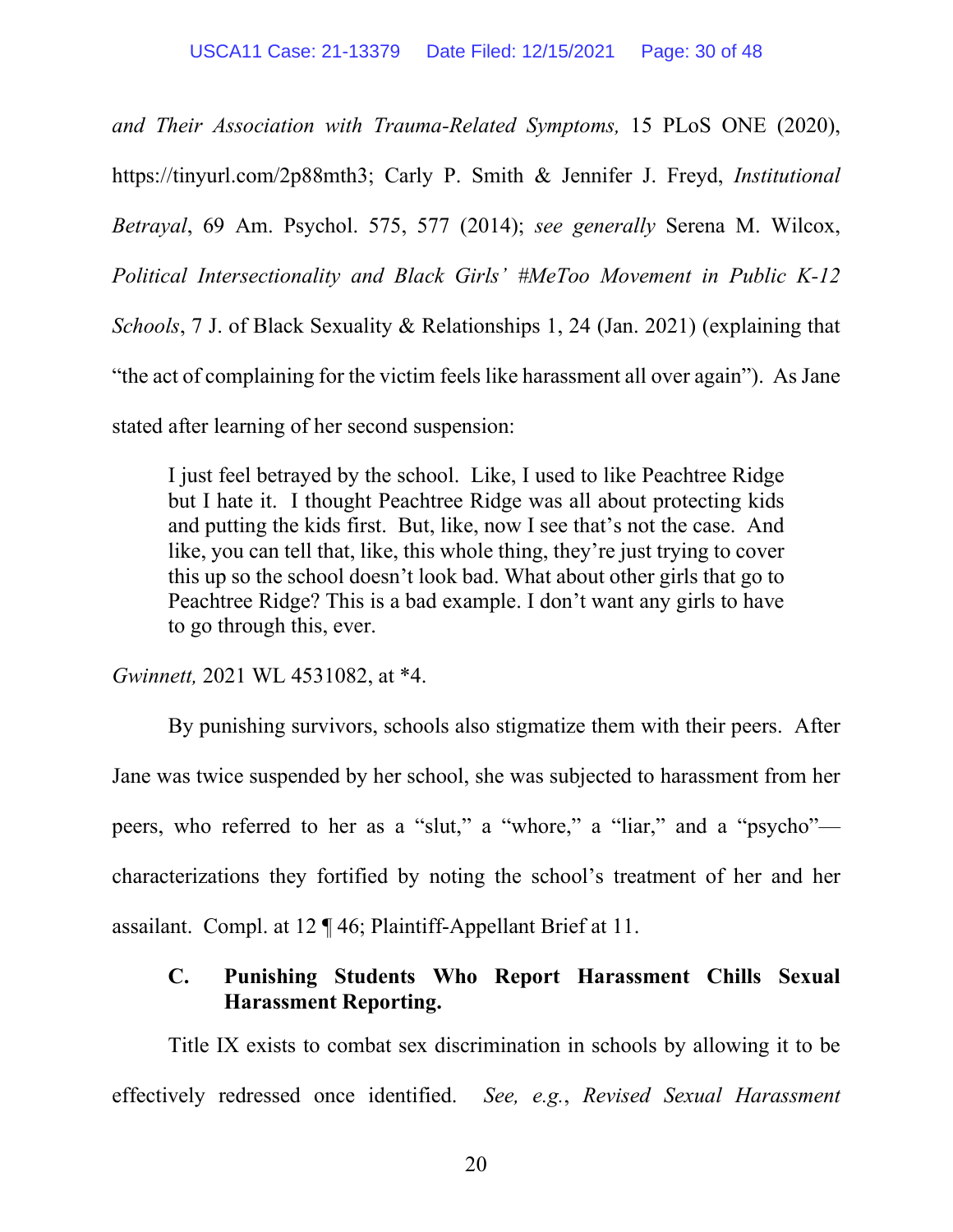*and Their Association with Trauma-Related Symptoms,* 15 PLoS ONE (2020), https://tinyurl.com/2p88mth3; Carly P. Smith & Jennifer J. Freyd, *Institutional Betrayal*, 69 Am. Psychol. 575, 577 (2014); *see generally* Serena M. Wilcox, *Political Intersectionality and Black Girls' #MeToo Movement in Public K-12 Schools*, 7 J. of Black Sexuality & Relationships 1, 24 (Jan. 2021) (explaining that "the act of complaining for the victim feels like harassment all over again"). As Jane stated after learning of her second suspension:

> I just feel betrayed by the school. Like, I used to like Peachtree Ridge but I hate it. I thought Peachtree Ridge was all about protecting kids and putting the kids first. But, like, now I see that's not the case. And like, you can tell that, like, this whole thing, they're just trying to cover this up so the school doesn't look bad. What about other girls that go to Peachtree Ridge? This is a bad example. I don't want any girls to have to go through this, ever.

*Gwinnett,* 2021 WL 4531082, at *4.

By punishing survivors, schools also stigmatize them with their peers. After Jane was twice suspended by her school, she was subjected to harassment from her peers, who referred to her as a "slut," a "whore," a "liar," and a "psycho"—characterizations they fortified by noting the school's treatment of her and her assailant. Compl. at 12 ¶ 46; Plaintiff-Appellant Brief at 11.

### C. Punishing Students Who Report Harassment Chills Sexual Harassment Reporting.

Title IX exists to combat sex discrimination in schools by allowing it to be effectively redressed once identified. *See, e.g.*, *Revised Sexual Harassment*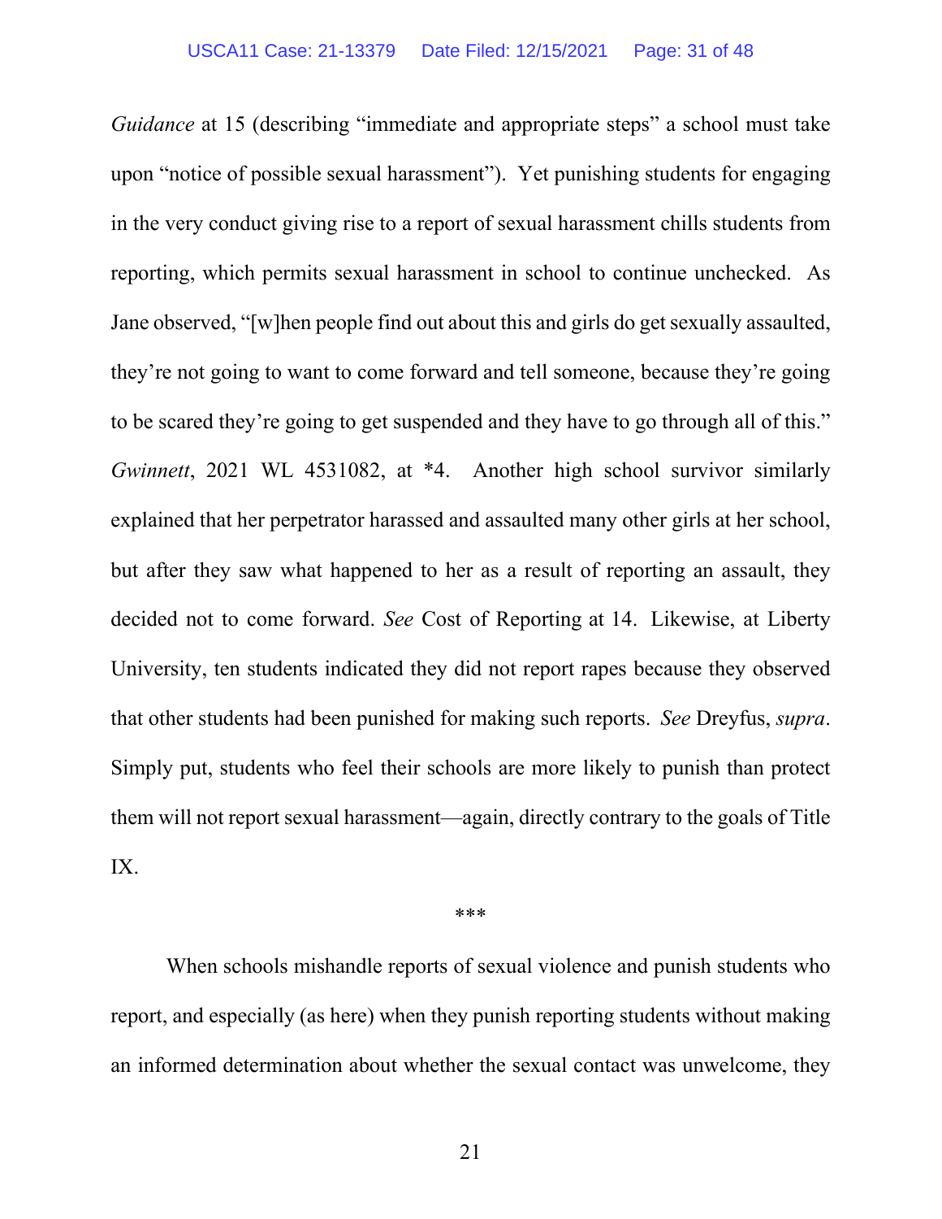*Guidance* at 15 (describing "immediate and appropriate steps" a school must take upon "notice of possible sexual harassment"). Yet punishing students for engaging in the very conduct giving rise to a report of sexual harassment chills students from reporting, which permits sexual harassment in school to continue unchecked. As Jane observed, "[w]hen people find out about this and girls do get sexually assaulted, they're not going to want to come forward and tell someone, because they're going to be scared they're going to get suspended and they have to go through all of this." *Gwinnett*, 2021 WL 4531082, at *4. Another high school survivor similarly explained that her perpetrator harassed and assaulted many other girls at her school, but after they saw what happened to her as a result of reporting an assault, they decided not to come forward. *See* Cost of Reporting at 14. Likewise, at Liberty University, ten students indicated they did not report rapes because they observed that other students had been punished for making such reports. *See* Dreyfus, *supra*. Simply put, students who feel their schools are more likely to punish than protect them will not report sexual harassment—again, directly contrary to the goals of Title IX.

***

When schools mishandle reports of sexual violence and punish students who report, and especially (as here) when they punish reporting students without making an informed determination about whether the sexual contact was unwelcome, they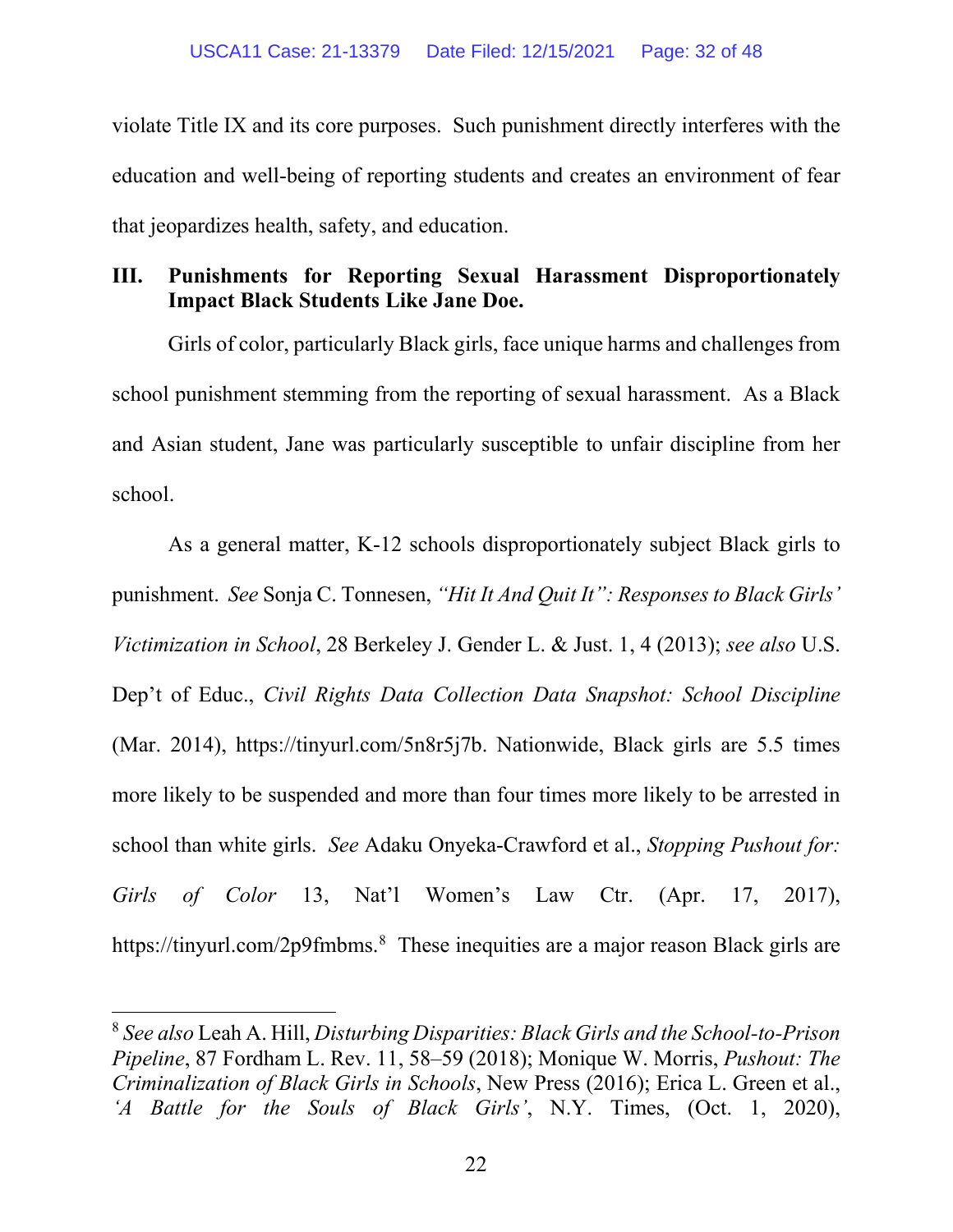violate Title IX and its core purposes. Such punishment directly interferes with the education and well-being of reporting students and creates an environment of fear that jeopardizes health, safety, and education.

## III. Punishments for Reporting Sexual Harassment Disproportionately Impact Black Students Like Jane Doe.

Girls of color, particularly Black girls, face unique harms and challenges from school punishment stemming from the reporting of sexual harassment. As a Black and Asian student, Jane was particularly susceptible to unfair discipline from her school.

As a general matter, K-12 schools disproportionately subject Black girls to punishment. *See* Sonja C. Tonnesen, *"Hit It And Quit It": Responses to Black Girls' Victimization in School*, 28 Berkeley J. Gender L. & Just. 1, 4 (2013); *see also* U.S. Dep't of Educ., *Civil Rights Data Collection Data Snapshot: School Discipline* (Mar. 2014), https://tinyurl.com/5n8r5j7b. Nationwide, Black girls are 5.5 times more likely to be suspended and more than four times more likely to be arrested in school than white girls. *See* Adaku Onyeka-Crawford et al., *Stopping Pushout for: Girls of Color* 13, Nat'l Women's Law Ctr. (Apr. 17, 2017), https://tinyurl.com/2p9fmbms.[8] These inequities are a major reason Black girls are

---

[8] *See also* Leah A. Hill, *Disturbing Disparities: Black Girls and the School-to-Prison Pipeline*, 87 Fordham L. Rev. 11, 58–59 (2018); Monique W. Morris, *Pushout: The Criminalization of Black Girls in Schools*, New Press (2016); Erica L. Green et al., *'A Battle for the Souls of Black Girls'*, N.Y. Times, (Oct. 1, 2020),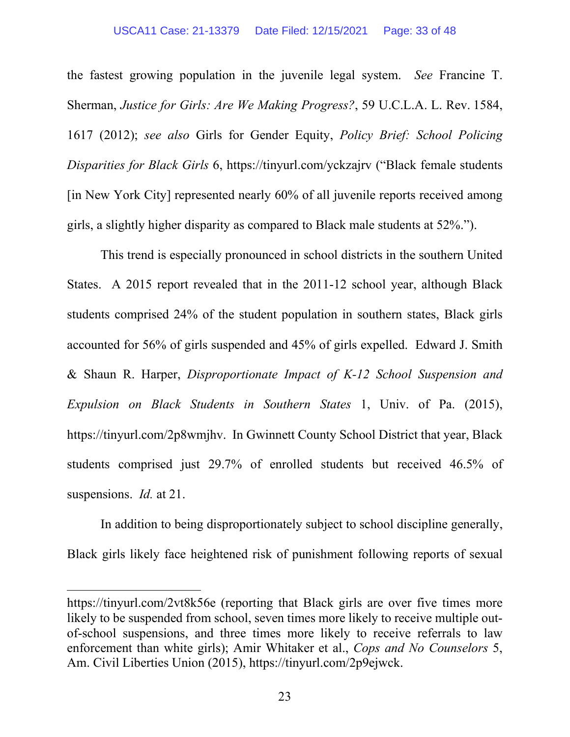the fastest growing population in the juvenile legal system. *See* Francine T. Sherman, *Justice for Girls: Are We Making Progress?*, 59 U.C.L.A. L. Rev. 1584, 1617 (2012); *see also* Girls for Gender Equity, *Policy Brief: School Policing Disparities for Black Girls* 6, https://tinyurl.com/yckzajrv ("Black female students [in New York City] represented nearly 60% of all juvenile reports received among girls, a slightly higher disparity as compared to Black male students at 52%.").

This trend is especially pronounced in school districts in the southern United States. A 2015 report revealed that in the 2011-12 school year, although Black students comprised 24% of the student population in southern states, Black girls accounted for 56% of girls suspended and 45% of girls expelled. Edward J. Smith & Shaun R. Harper, *Disproportionate Impact of K-12 School Suspension and Expulsion on Black Students in Southern States* 1, Univ. of Pa. (2015), https://tinyurl.com/2p8wmjhv. In Gwinnett County School District that year, Black students comprised just 29.7% of enrolled students but received 46.5% of suspensions. *Id.* at 21.

In addition to being disproportionately subject to school discipline generally, Black girls likely face heightened risk of punishment following reports of sexual

---

https://tinyurl.com/2vt8k56e (reporting that Black girls are over five times more likely to be suspended from school, seven times more likely to receive multiple out-of-school suspensions, and three times more likely to receive referrals to law enforcement than white girls); Amir Whitaker et al., *Cops and No Counselors* 5, Am. Civil Liberties Union (2015), https://tinyurl.com/2p9ejwck.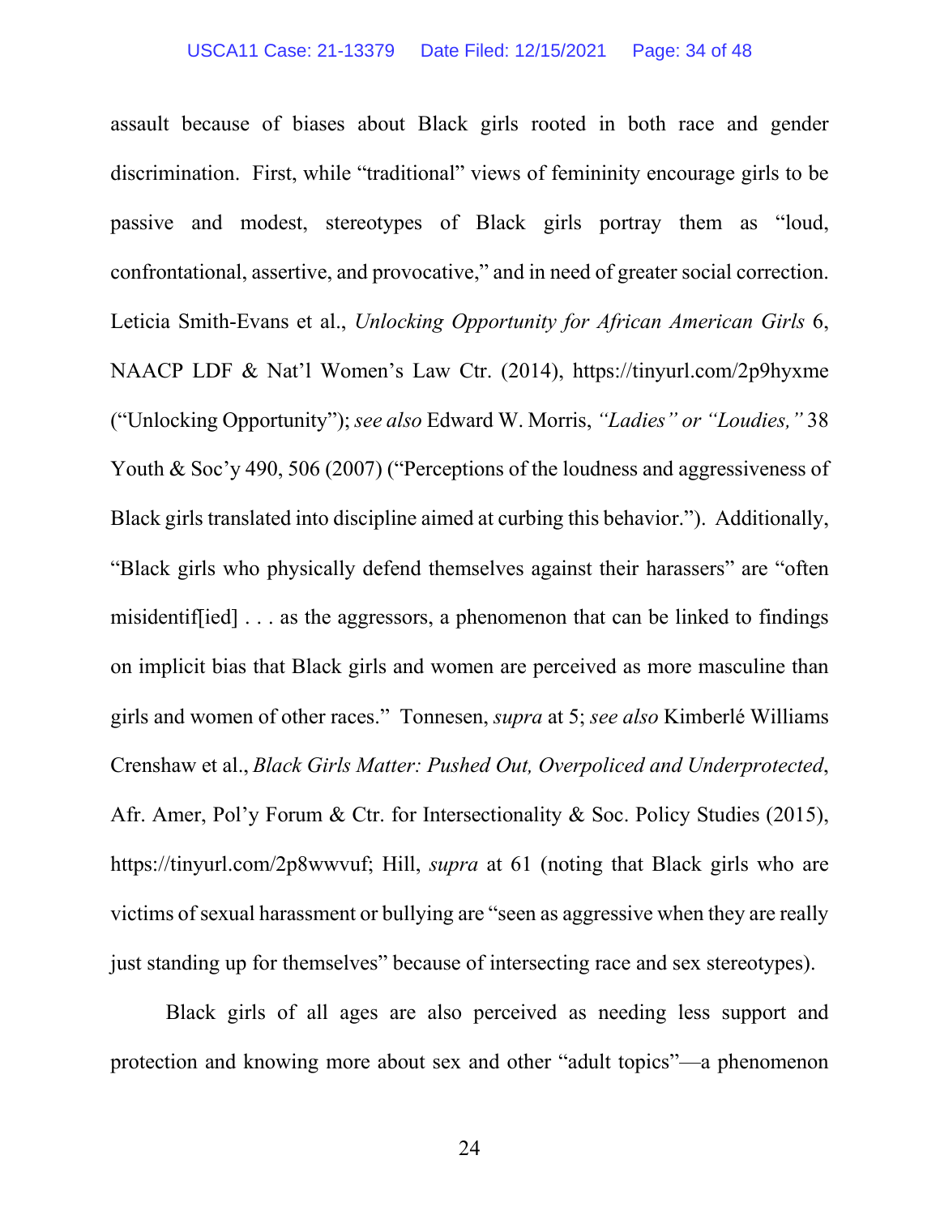assault because of biases about Black girls rooted in both race and gender discrimination. First, while "traditional" views of femininity encourage girls to be passive and modest, stereotypes of Black girls portray them as "loud, confrontational, assertive, and provocative," and in need of greater social correction. Leticia Smith-Evans et al., *Unlocking Opportunity for African American Girls* 6, NAACP LDF & Nat'l Women's Law Ctr. (2014), https://tinyurl.com/2p9hyxme ("Unlocking Opportunity"); *see also* Edward W. Morris, *"Ladies" or "Loudies,"* 38 Youth & Soc'y 490, 506 (2007) ("Perceptions of the loudness and aggressiveness of Black girls translated into discipline aimed at curbing this behavior."). Additionally, "Black girls who physically defend themselves against their harassers" are "often misidentif[ied] . . . as the aggressors, a phenomenon that can be linked to findings on implicit bias that Black girls and women are perceived as more masculine than girls and women of other races." Tonnesen, *supra* at 5; *see also* Kimberlé Williams Crenshaw et al., *Black Girls Matter: Pushed Out, Overpoliced and Underprotected*, Afr. Amer, Pol'y Forum & Ctr. for Intersectionality & Soc. Policy Studies (2015), https://tinyurl.com/2p8wwvuf; Hill, *supra* at 61 (noting that Black girls who are victims of sexual harassment or bullying are "seen as aggressive when they are really just standing up for themselves" because of intersecting race and sex stereotypes).

Black girls of all ages are also perceived as needing less support and protection and knowing more about sex and other "adult topics"—a phenomenon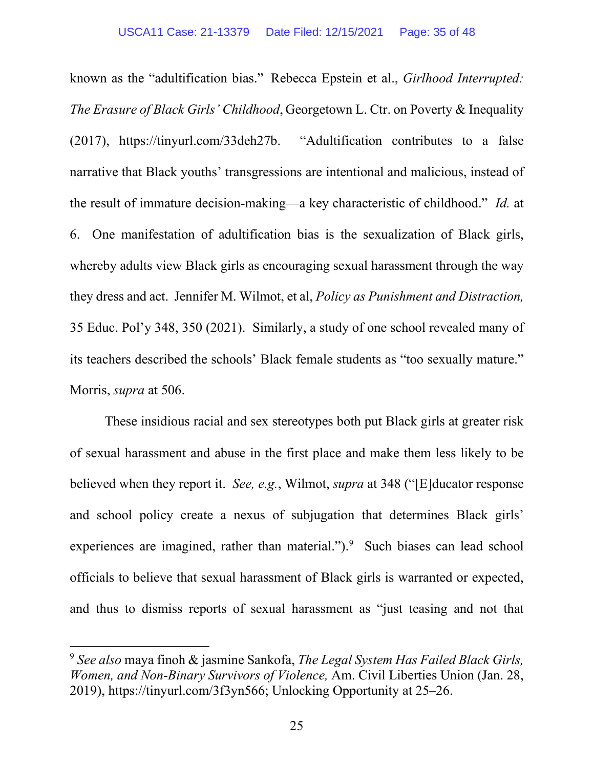known as the "adultification bias." Rebecca Epstein et al., *Girlhood Interrupted: The Erasure of Black Girls' Childhood*, Georgetown L. Ctr. on Poverty & Inequality (2017), https://tinyurl.com/33deh27b. "Adultification contributes to a false narrative that Black youths' transgressions are intentional and malicious, instead of the result of immature decision-making—a key characteristic of childhood." *Id.* at 6. One manifestation of adultification bias is the sexualization of Black girls, whereby adults view Black girls as encouraging sexual harassment through the way they dress and act. Jennifer M. Wilmot, et al, *Policy as Punishment and Distraction,* 35 Educ. Pol'y 348, 350 (2021). Similarly, a study of one school revealed many of its teachers described the schools' Black female students as "too sexually mature." Morris, *supra* at 506.

These insidious racial and sex stereotypes both put Black girls at greater risk of sexual harassment and abuse in the first place and make them less likely to be believed when they report it. *See, e.g.*, Wilmot, *supra* at 348 ("[E]ducator response and school policy create a nexus of subjugation that determines Black girls' experiences are imagined, rather than material.").[9] Such biases can lead school officials to believe that sexual harassment of Black girls is warranted or expected, and thus to dismiss reports of sexual harassment as "just teasing and not that

---

[9] *See also* maya finoh & jasmine Sankofa, *The Legal System Has Failed Black Girls, Women, and Non-Binary Survivors of Violence,* Am. Civil Liberties Union (Jan. 28, 2019), https://tinyurl.com/3f3yn566; Unlocking Opportunity at 25–26.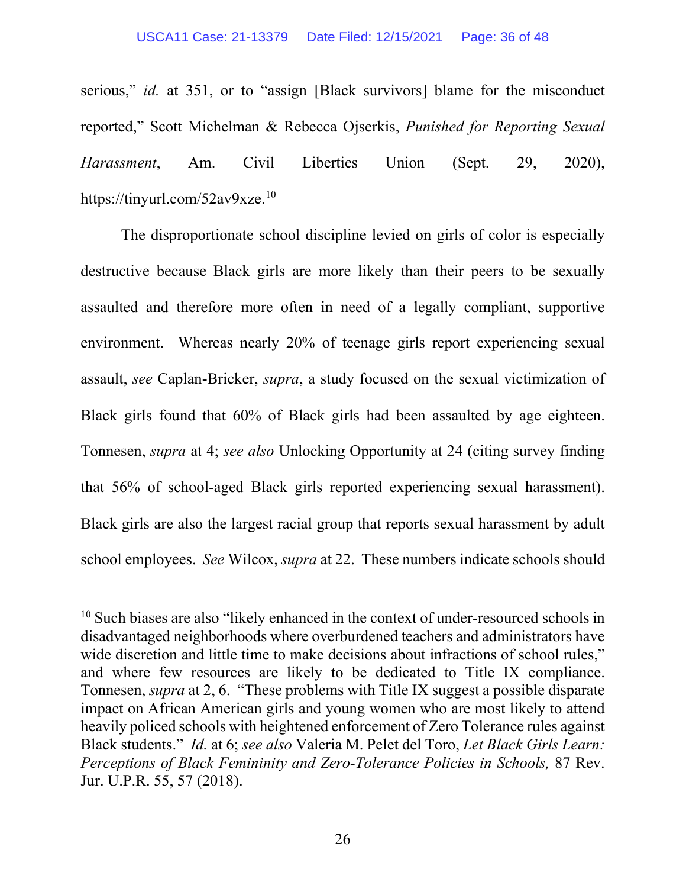serious," *id.* at 351, or to "assign [Black survivors] blame for the misconduct reported," Scott Michelman & Rebecca Ojserkis, *Punished for Reporting Sexual Harassment*, Am. Civil Liberties Union (Sept. 29, 2020), https://tinyurl.com/52av9xze.[10]

The disproportionate school discipline levied on girls of color is especially destructive because Black girls are more likely than their peers to be sexually assaulted and therefore more often in need of a legally compliant, supportive environment. Whereas nearly 20% of teenage girls report experiencing sexual assault, *see* Caplan-Bricker, *supra*, a study focused on the sexual victimization of Black girls found that 60% of Black girls had been assaulted by age eighteen. Tonnesen, *supra* at 4; *see also* Unlocking Opportunity at 24 (citing survey finding that 56% of school-aged Black girls reported experiencing sexual harassment). Black girls are also the largest racial group that reports sexual harassment by adult school employees. *See* Wilcox, *supra* at 22. These numbers indicate schools should

---

[10] Such biases are also "likely enhanced in the context of under-resourced schools in disadvantaged neighborhoods where overburdened teachers and administrators have wide discretion and little time to make decisions about infractions of school rules," and where few resources are likely to be dedicated to Title IX compliance. Tonnesen, *supra* at 2, 6. "These problems with Title IX suggest a possible disparate impact on African American girls and young women who are most likely to attend heavily policed schools with heightened enforcement of Zero Tolerance rules against Black students." *Id.* at 6; *see also* Valeria M. Pelet del Toro, *Let Black Girls Learn: Perceptions of Black Femininity and Zero-Tolerance Policies in Schools,* 87 Rev. Jur. U.P.R. 55, 57 (2018).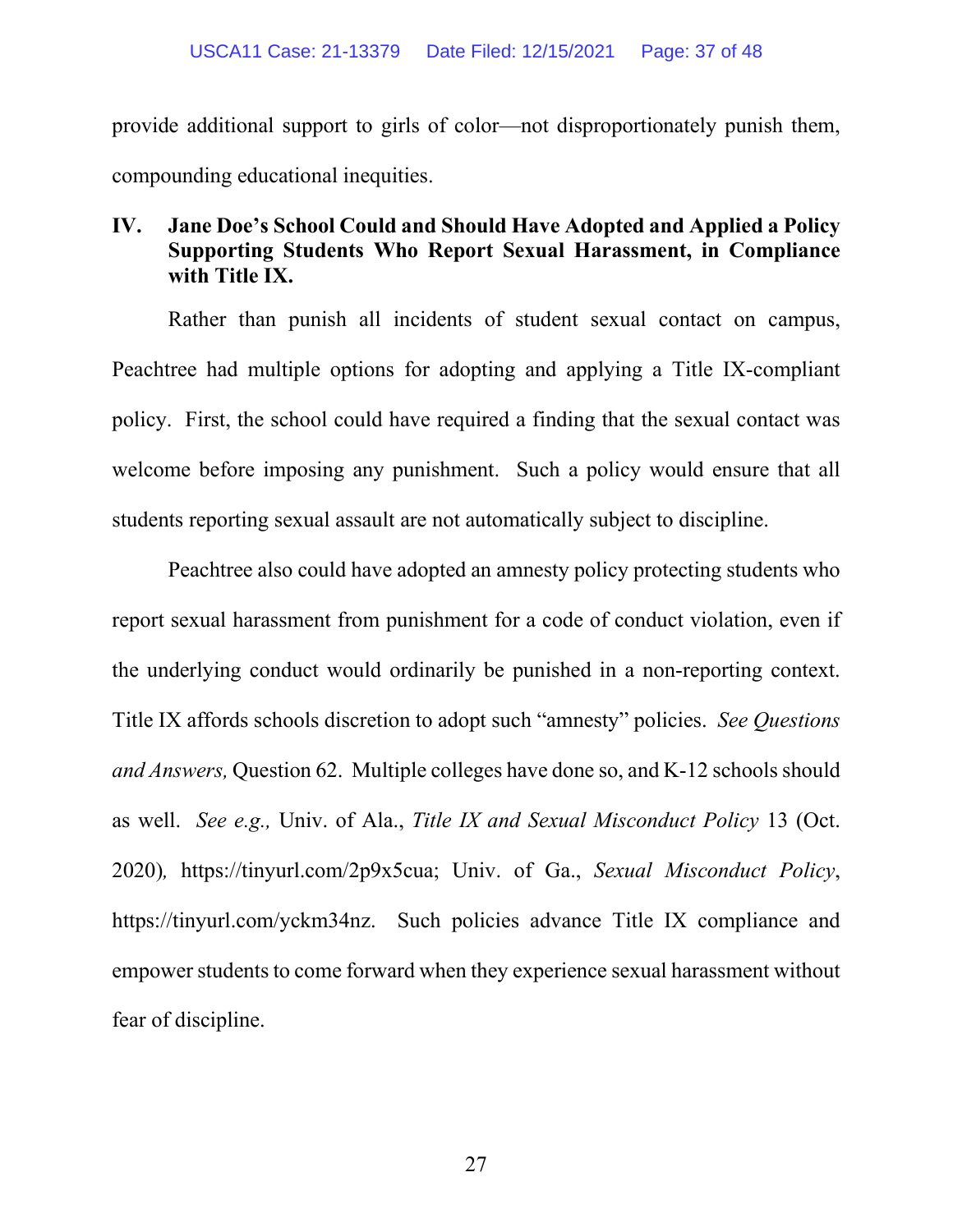provide additional support to girls of color—not disproportionately punish them, compounding educational inequities.

## IV. Jane Doe's School Could and Should Have Adopted and Applied a Policy Supporting Students Who Report Sexual Harassment, in Compliance with Title IX.

Rather than punish all incidents of student sexual contact on campus, Peachtree had multiple options for adopting and applying a Title IX-compliant policy. First, the school could have required a finding that the sexual contact was welcome before imposing any punishment. Such a policy would ensure that all students reporting sexual assault are not automatically subject to discipline.

Peachtree also could have adopted an amnesty policy protecting students who report sexual harassment from punishment for a code of conduct violation, even if the underlying conduct would ordinarily be punished in a non-reporting context. Title IX affords schools discretion to adopt such "amnesty" policies. *See Questions and Answers,* Question 62. Multiple colleges have done so, and K-12 schools should as well. *See e.g.,* Univ. of Ala., *Title IX and Sexual Misconduct Policy* 13 (Oct. 2020)*,* https://tinyurl.com/2p9x5cua; Univ. of Ga., *Sexual Misconduct Policy*, https://tinyurl.com/yckm34nz. Such policies advance Title IX compliance and empower students to come forward when they experience sexual harassment without fear of discipline.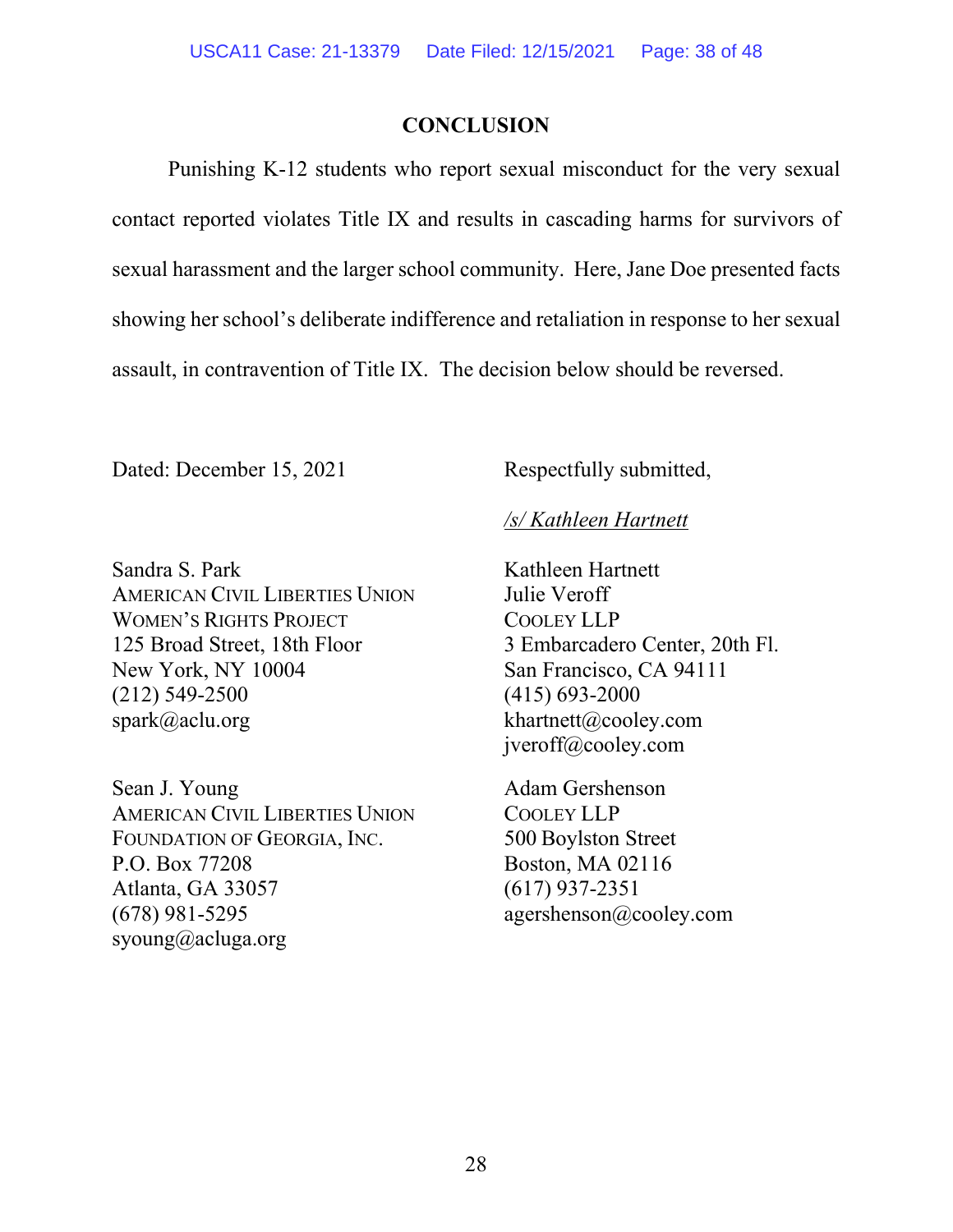## CONCLUSION

Punishing K-12 students who report sexual misconduct for the very sexual contact reported violates Title IX and results in cascading harms for survivors of sexual harassment and the larger school community. Here, Jane Doe presented facts showing her school's deliberate indifference and retaliation in response to her sexual assault, in contravention of Title IX. The decision below should be reversed.

Dated: December 15, 2021

Respectfully submitted,

*/s/ Kathleen Hartnett*

Kathleen Hartnett
Julie Veroff
COOLEY LLP
3 Embarcadero Center, 20th Fl.
San Francisco, CA 94111
(415) 693-2000
khartnett@cooley.com
jveroff@cooley.com

Adam Gershenson
COOLEY LLP
500 Boylston Street
Boston, MA 02116
(617) 937-2351
agershenson@cooley.com

Sandra S. Park
AMERICAN CIVIL LIBERTIES UNION
WOMEN'S RIGHTS PROJECT
125 Broad Street, 18th Floor
New York, NY 10004
(212) 549-2500
spark@aclu.org

Sean J. Young
AMERICAN CIVIL LIBERTIES UNION
FOUNDATION OF GEORGIA, INC.
P.O. Box 77208
Atlanta, GA 33057
(678) 981-5295
syoung@acluga.org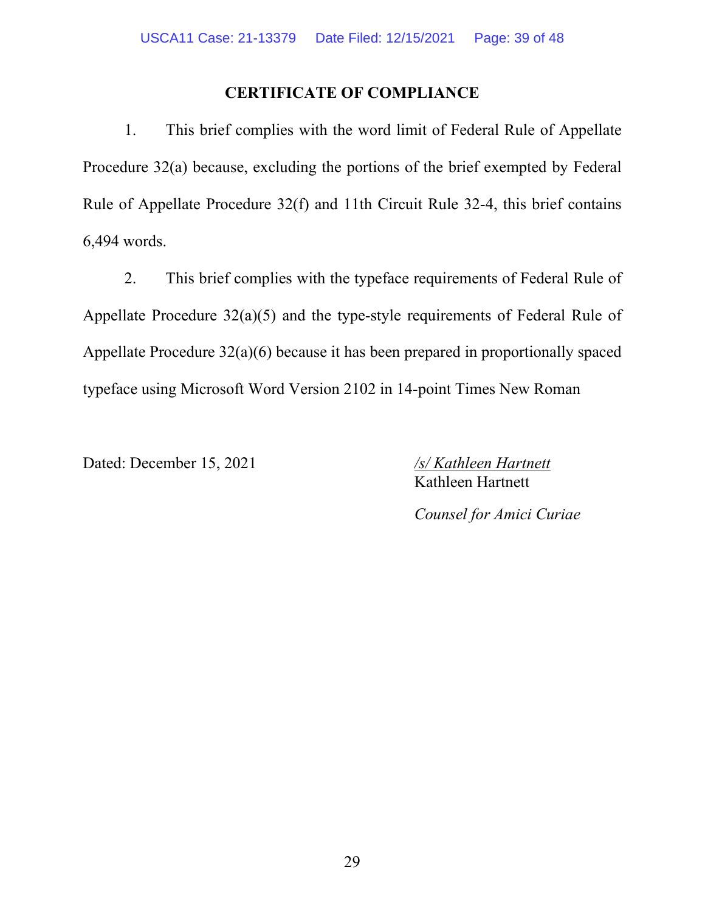## CERTIFICATE OF COMPLIANCE

1. This brief complies with the word limit of Federal Rule of Appellate Procedure 32(a) because, excluding the portions of the brief exempted by Federal Rule of Appellate Procedure 32(f) and 11th Circuit Rule 32-4, this brief contains 6,494 words.

2. This brief complies with the typeface requirements of Federal Rule of Appellate Procedure 32(a)(5) and the type-style requirements of Federal Rule of Appellate Procedure 32(a)(6) because it has been prepared in proportionally spaced typeface using Microsoft Word Version 2102 in 14-point Times New Roman

Dated: December 15, 2021

*/s/ Kathleen Hartnett*
Kathleen Hartnett

*Counsel for Amici Curiae*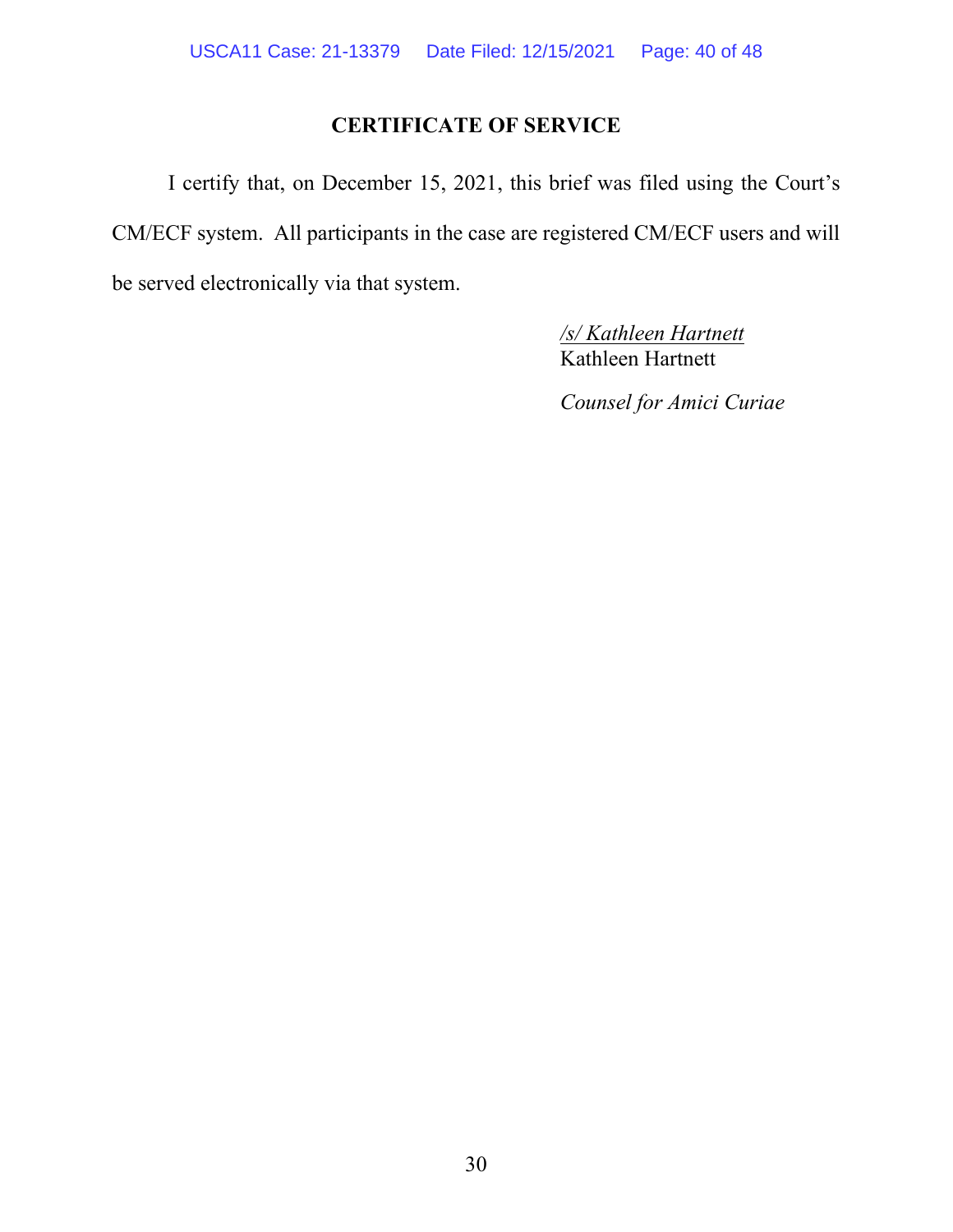## CERTIFICATE OF SERVICE

I certify that, on December 15, 2021, this brief was filed using the Court's CM/ECF system. All participants in the case are registered CM/ECF users and will be served electronically via that system.

/s/ Kathleen Hartnett
Kathleen Hartnett

*Counsel for Amici Curiae*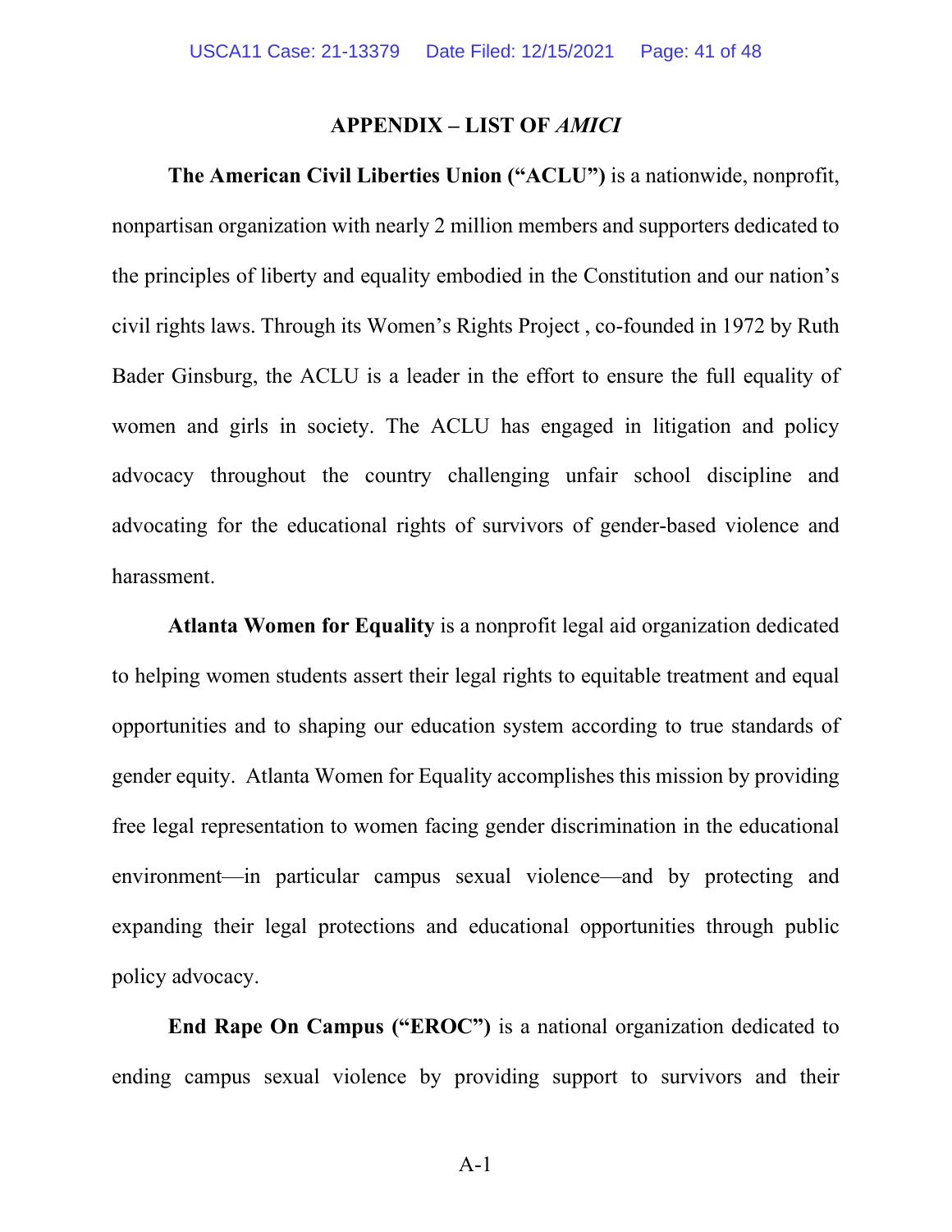## APPENDIX – LIST OF *AMICI*

**The American Civil Liberties Union ("ACLU")** is a nationwide, nonprofit, nonpartisan organization with nearly 2 million members and supporters dedicated to the principles of liberty and equality embodied in the Constitution and our nation's civil rights laws. Through its Women's Rights Project , co-founded in 1972 by Ruth Bader Ginsburg, the ACLU is a leader in the effort to ensure the full equality of women and girls in society. The ACLU has engaged in litigation and policy advocacy throughout the country challenging unfair school discipline and advocating for the educational rights of survivors of gender-based violence and harassment.

**Atlanta Women for Equality** is a nonprofit legal aid organization dedicated to helping women students assert their legal rights to equitable treatment and equal opportunities and to shaping our education system according to true standards of gender equity. Atlanta Women for Equality accomplishes this mission by providing free legal representation to women facing gender discrimination in the educational environment—in particular campus sexual violence—and by protecting and expanding their legal protections and educational opportunities through public policy advocacy.

**End Rape On Campus ("EROC")** is a national organization dedicated to ending campus sexual violence by providing support to survivors and their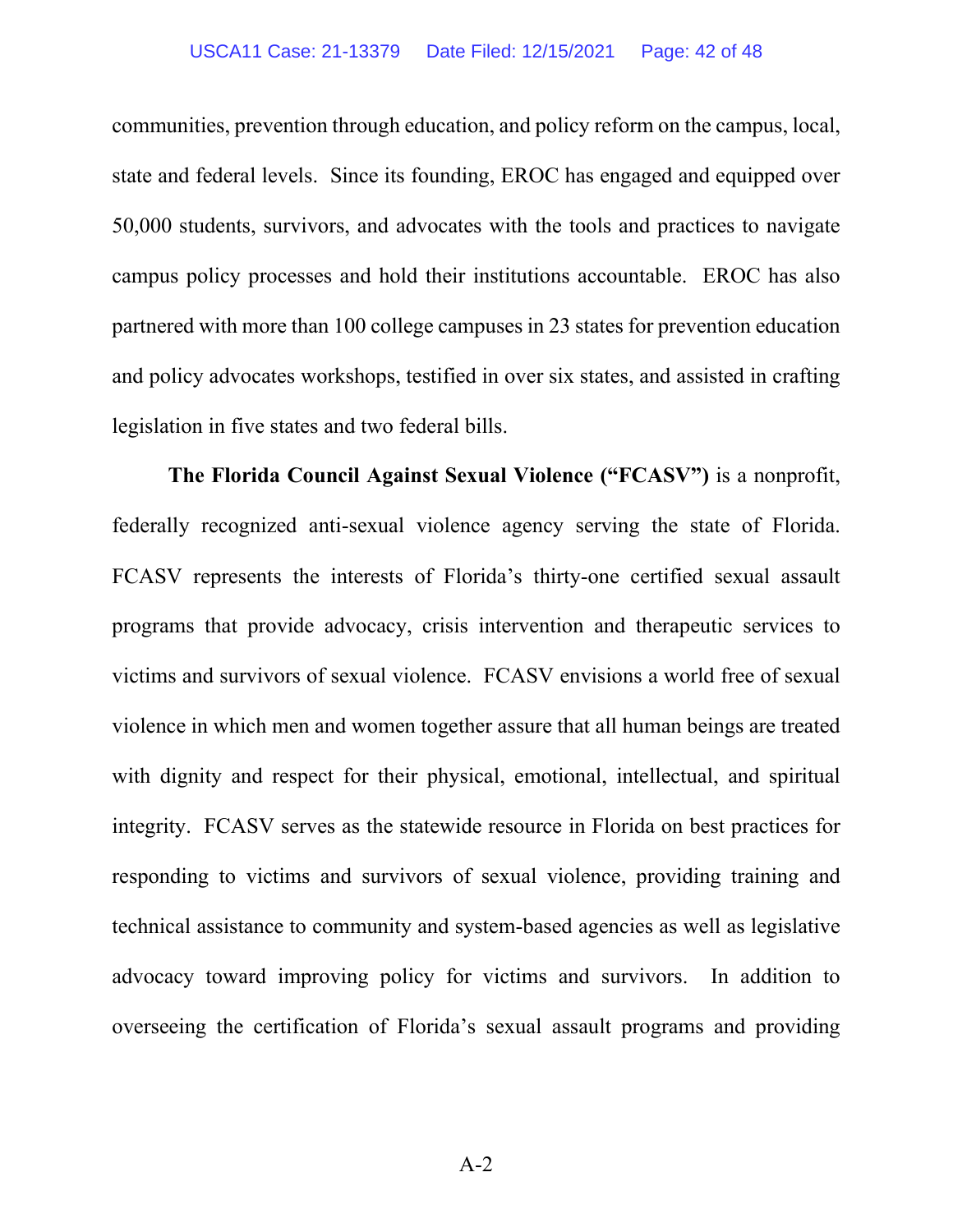communities, prevention through education, and policy reform on the campus, local, state and federal levels. Since its founding, EROC has engaged and equipped over 50,000 students, survivors, and advocates with the tools and practices to navigate campus policy processes and hold their institutions accountable. EROC has also partnered with more than 100 college campuses in 23 states for prevention education and policy advocates workshops, testified in over six states, and assisted in crafting legislation in five states and two federal bills.

**The Florida Council Against Sexual Violence ("FCASV")** is a nonprofit, federally recognized anti-sexual violence agency serving the state of Florida. FCASV represents the interests of Florida's thirty-one certified sexual assault programs that provide advocacy, crisis intervention and therapeutic services to victims and survivors of sexual violence. FCASV envisions a world free of sexual violence in which men and women together assure that all human beings are treated with dignity and respect for their physical, emotional, intellectual, and spiritual integrity. FCASV serves as the statewide resource in Florida on best practices for responding to victims and survivors of sexual violence, providing training and technical assistance to community and system-based agencies as well as legislative advocacy toward improving policy for victims and survivors. In addition to overseeing the certification of Florida's sexual assault programs and providing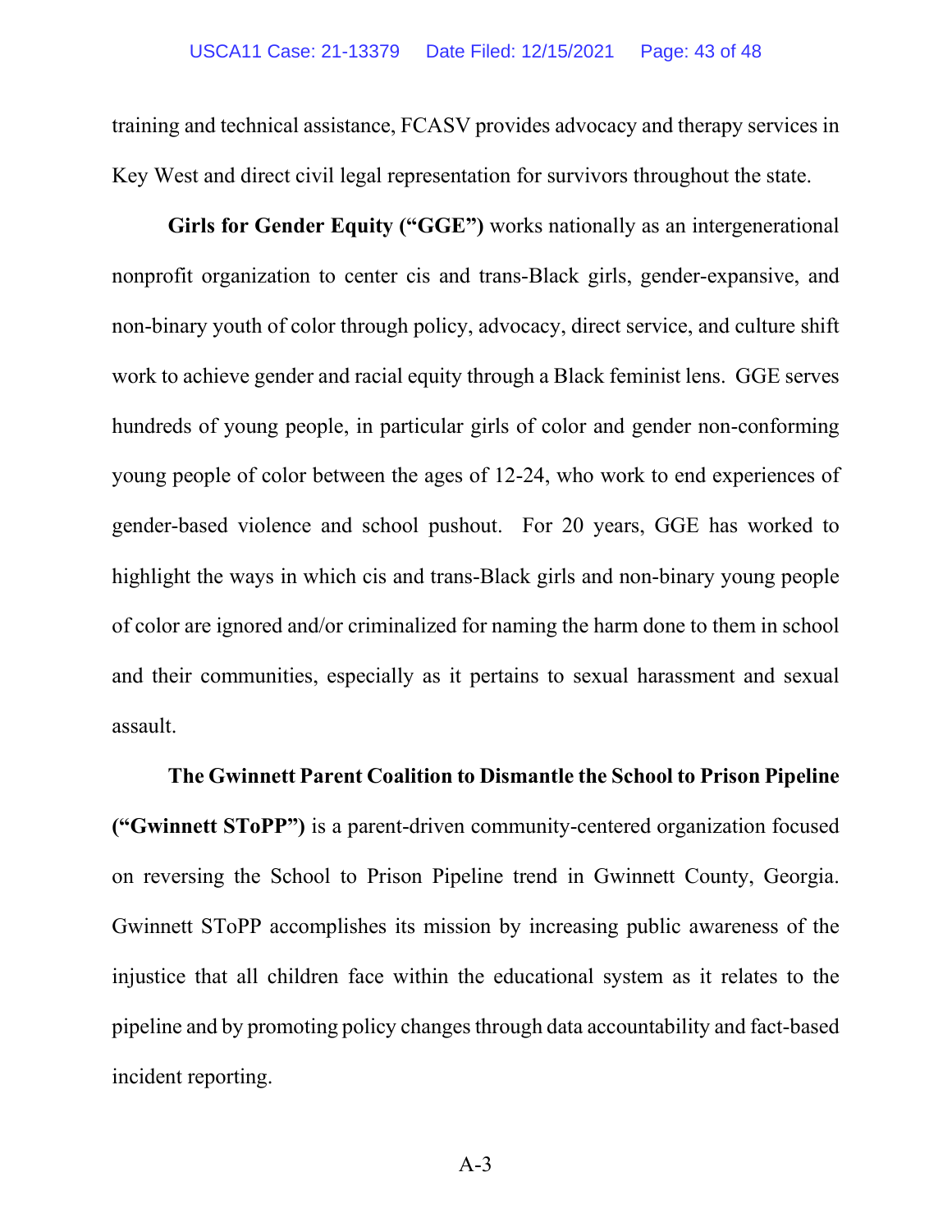training and technical assistance, FCASV provides advocacy and therapy services in Key West and direct civil legal representation for survivors throughout the state.

**Girls for Gender Equity ("GGE")** works nationally as an intergenerational nonprofit organization to center cis and trans-Black girls, gender-expansive, and non-binary youth of color through policy, advocacy, direct service, and culture shift work to achieve gender and racial equity through a Black feminist lens. GGE serves hundreds of young people, in particular girls of color and gender non-conforming young people of color between the ages of 12-24, who work to end experiences of gender-based violence and school pushout. For 20 years, GGE has worked to highlight the ways in which cis and trans-Black girls and non-binary young people of color are ignored and/or criminalized for naming the harm done to them in school and their communities, especially as it pertains to sexual harassment and sexual assault.

**The Gwinnett Parent Coalition to Dismantle the School to Prison Pipeline ("Gwinnett SToPP")** is a parent-driven community-centered organization focused on reversing the School to Prison Pipeline trend in Gwinnett County, Georgia. Gwinnett SToPP accomplishes its mission by increasing public awareness of the injustice that all children face within the educational system as it relates to the pipeline and by promoting policy changes through data accountability and fact-based incident reporting.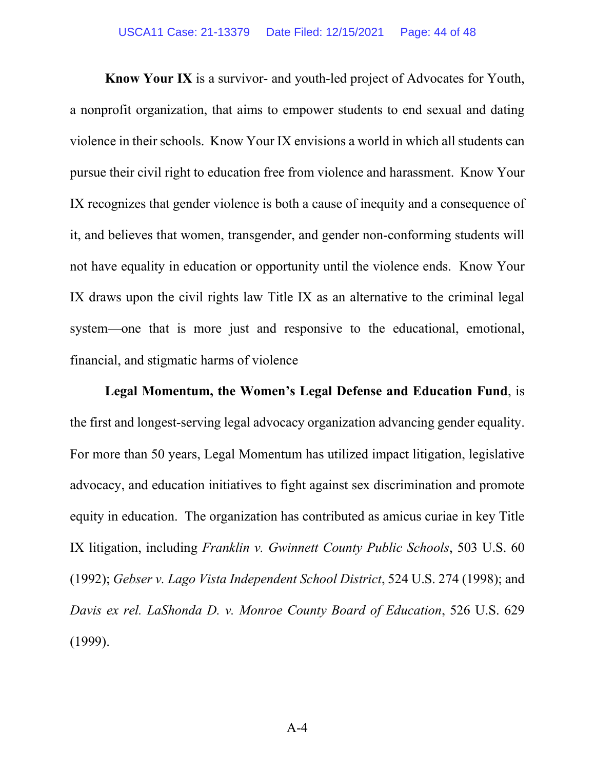**Know Your IX** is a survivor- and youth-led project of Advocates for Youth, a nonprofit organization, that aims to empower students to end sexual and dating violence in their schools. Know Your IX envisions a world in which all students can pursue their civil right to education free from violence and harassment. Know Your IX recognizes that gender violence is both a cause of inequity and a consequence of it, and believes that women, transgender, and gender non-conforming students will not have equality in education or opportunity until the violence ends. Know Your IX draws upon the civil rights law Title IX as an alternative to the criminal legal system—one that is more just and responsive to the educational, emotional, financial, and stigmatic harms of violence

**Legal Momentum, the Women's Legal Defense and Education Fund**, is the first and longest-serving legal advocacy organization advancing gender equality. For more than 50 years, Legal Momentum has utilized impact litigation, legislative advocacy, and education initiatives to fight against sex discrimination and promote equity in education. The organization has contributed as amicus curiae in key Title IX litigation, including *Franklin v. Gwinnett County Public Schools*, 503 U.S. 60 (1992); *Gebser v. Lago Vista Independent School District*, 524 U.S. 274 (1998); and *Davis ex rel. LaShonda D. v. Monroe County Board of Education*, 526 U.S. 629 (1999).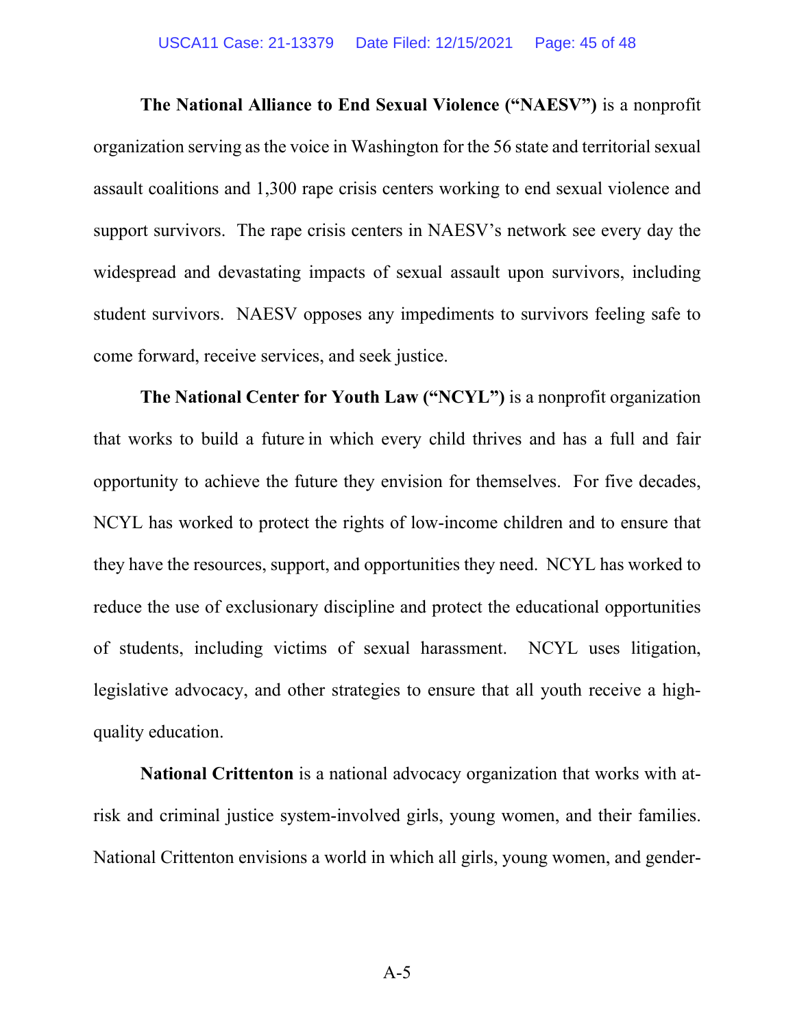**The National Alliance to End Sexual Violence ("NAESV")** is a nonprofit organization serving as the voice in Washington for the 56 state and territorial sexual assault coalitions and 1,300 rape crisis centers working to end sexual violence and support survivors. The rape crisis centers in NAESV's network see every day the widespread and devastating impacts of sexual assault upon survivors, including student survivors. NAESV opposes any impediments to survivors feeling safe to come forward, receive services, and seek justice.

**The National Center for Youth Law ("NCYL")** is a nonprofit organization that works to build a future in which every child thrives and has a full and fair opportunity to achieve the future they envision for themselves. For five decades, NCYL has worked to protect the rights of low-income children and to ensure that they have the resources, support, and opportunities they need. NCYL has worked to reduce the use of exclusionary discipline and protect the educational opportunities of students, including victims of sexual harassment. NCYL uses litigation, legislative advocacy, and other strategies to ensure that all youth receive a high-quality education.

**National Crittenton** is a national advocacy organization that works with at-risk and criminal justice system-involved girls, young women, and their families. National Crittenton envisions a world in which all girls, young women, and gender-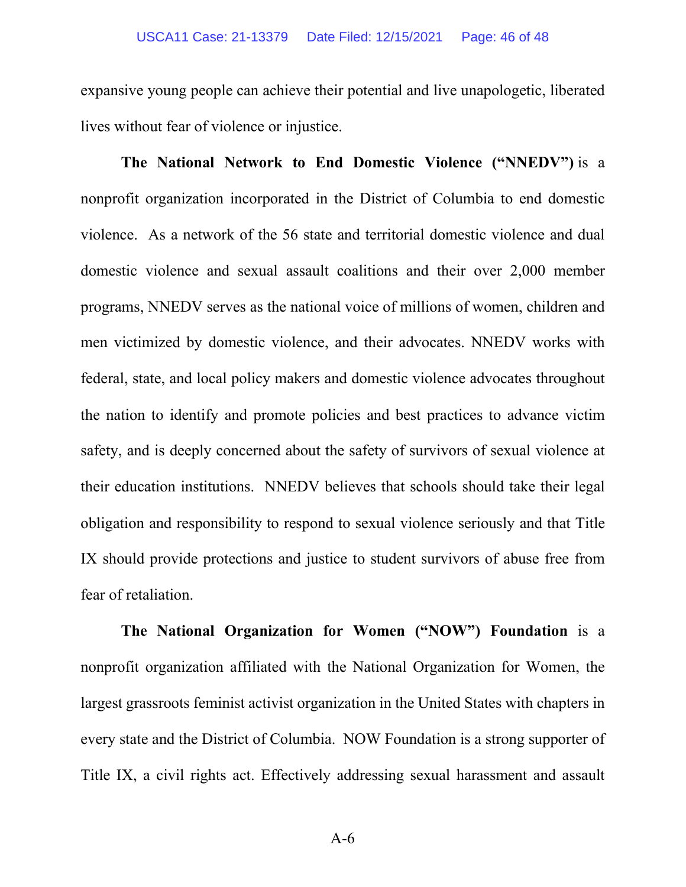expansive young people can achieve their potential and live unapologetic, liberated lives without fear of violence or injustice.

**The National Network to End Domestic Violence ("NNEDV")** is a nonprofit organization incorporated in the District of Columbia to end domestic violence. As a network of the 56 state and territorial domestic violence and dual domestic violence and sexual assault coalitions and their over 2,000 member programs, NNEDV serves as the national voice of millions of women, children and men victimized by domestic violence, and their advocates. NNEDV works with federal, state, and local policy makers and domestic violence advocates throughout the nation to identify and promote policies and best practices to advance victim safety, and is deeply concerned about the safety of survivors of sexual violence at their education institutions. NNEDV believes that schools should take their legal obligation and responsibility to respond to sexual violence seriously and that Title IX should provide protections and justice to student survivors of abuse free from fear of retaliation.

**The National Organization for Women ("NOW") Foundation** is a nonprofit organization affiliated with the National Organization for Women, the largest grassroots feminist activist organization in the United States with chapters in every state and the District of Columbia. NOW Foundation is a strong supporter of Title IX, a civil rights act. Effectively addressing sexual harassment and assault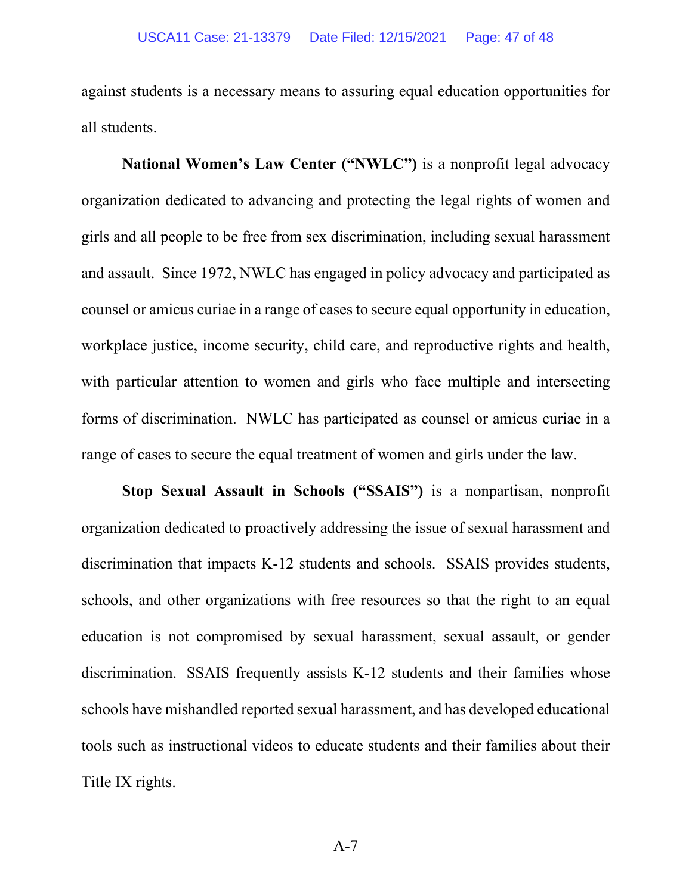against students is a necessary means to assuring equal education opportunities for all students.

**National Women's Law Center ("NWLC")** is a nonprofit legal advocacy organization dedicated to advancing and protecting the legal rights of women and girls and all people to be free from sex discrimination, including sexual harassment and assault. Since 1972, NWLC has engaged in policy advocacy and participated as counsel or amicus curiae in a range of cases to secure equal opportunity in education, workplace justice, income security, child care, and reproductive rights and health, with particular attention to women and girls who face multiple and intersecting forms of discrimination. NWLC has participated as counsel or amicus curiae in a range of cases to secure the equal treatment of women and girls under the law.

**Stop Sexual Assault in Schools ("SSAIS")** is a nonpartisan, nonprofit organization dedicated to proactively addressing the issue of sexual harassment and discrimination that impacts K-12 students and schools. SSAIS provides students, schools, and other organizations with free resources so that the right to an equal education is not compromised by sexual harassment, sexual assault, or gender discrimination. SSAIS frequently assists K-12 students and their families whose schools have mishandled reported sexual harassment, and has developed educational tools such as instructional videos to educate students and their families about their Title IX rights.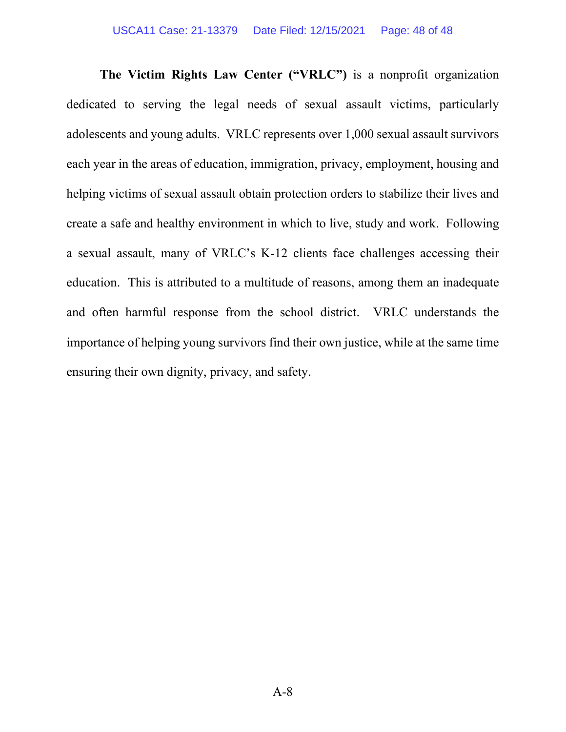**The Victim Rights Law Center ("VRLC")** is a nonprofit organization dedicated to serving the legal needs of sexual assault victims, particularly adolescents and young adults. VRLC represents over 1,000 sexual assault survivors each year in the areas of education, immigration, privacy, employment, housing and helping victims of sexual assault obtain protection orders to stabilize their lives and create a safe and healthy environment in which to live, study and work. Following a sexual assault, many of VRLC's K-12 clients face challenges accessing their education. This is attributed to a multitude of reasons, among them an inadequate and often harmful response from the school district. VRLC understands the importance of helping young survivors find their own justice, while at the same time ensuring their own dignity, privacy, and safety.